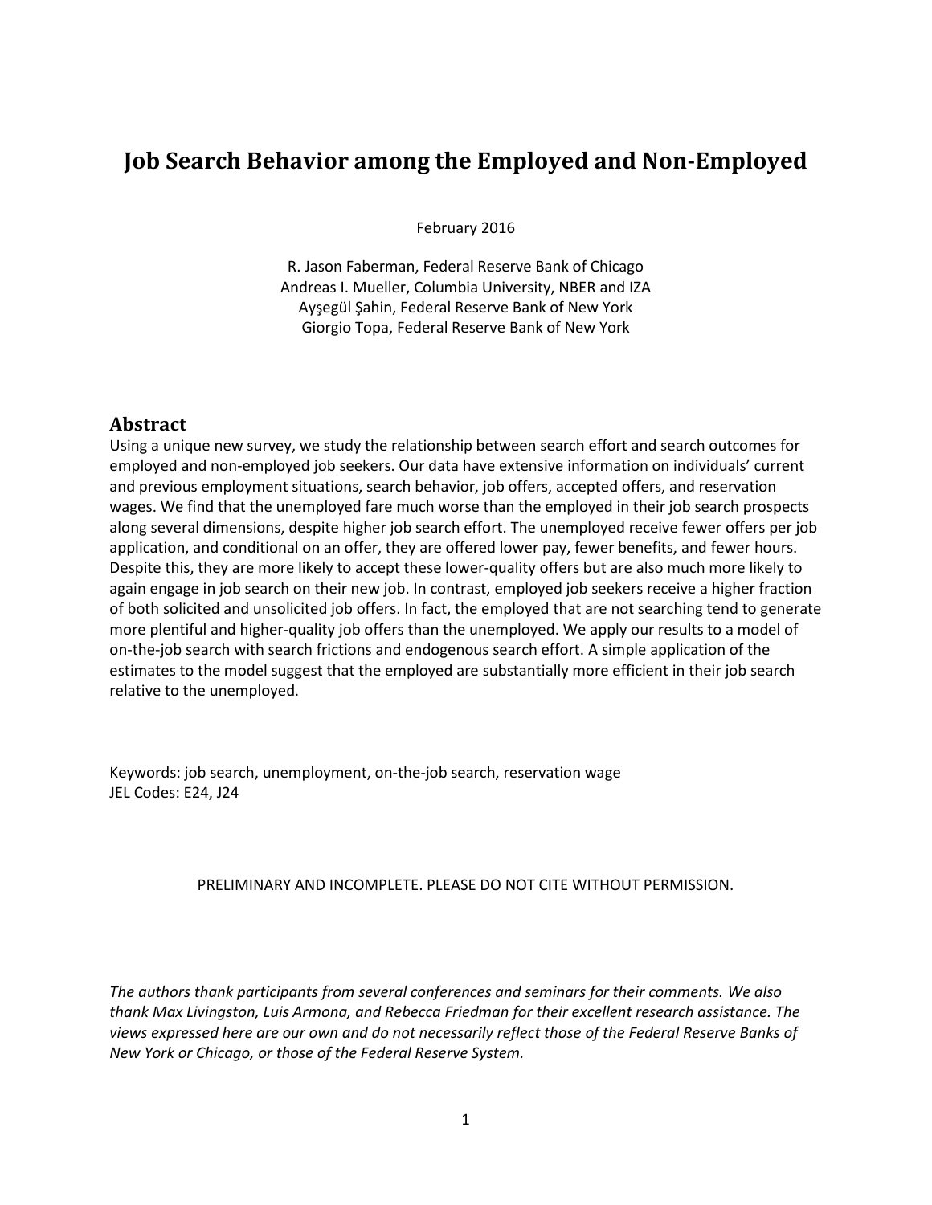# Job Search Behavior among the Employed and Non-Employed

February 2016

R. Jason Faberman, Federal Reserve Bank of Chicago
Andreas I. Mueller, Columbia University, NBER and IZA
Ayşegül Şahin, Federal Reserve Bank of New York
Giorgio Topa, Federal Reserve Bank of New York

## Abstract

Using a unique new survey, we study the relationship between search effort and search outcomes for employed and non-employed job seekers. Our data have extensive information on individuals' current and previous employment situations, search behavior, job offers, accepted offers, and reservation wages. We find that the unemployed fare much worse than the employed in their job search prospects along several dimensions, despite higher job search effort. The unemployed receive fewer offers per job application, and conditional on an offer, they are offered lower pay, fewer benefits, and fewer hours. Despite this, they are more likely to accept these lower-quality offers but are also much more likely to again engage in job search on their new job. In contrast, employed job seekers receive a higher fraction of both solicited and unsolicited job offers. In fact, the employed that are not searching tend to generate more plentiful and higher-quality job offers than the unemployed. We apply our results to a model of on-the-job search with search frictions and endogenous search effort. A simple application of the estimates to the model suggest that the employed are substantially more efficient in their job search relative to the unemployed.

Keywords: job search, unemployment, on-the-job search, reservation wage
JEL Codes: E24, J24

PRELIMINARY AND INCOMPLETE. PLEASE DO NOT CITE WITHOUT PERMISSION.

*The authors thank participants from several conferences and seminars for their comments. We also thank Max Livingston, Luis Armona, and Rebecca Friedman for their excellent research assistance. The views expressed here are our own and do not necessarily reflect those of the Federal Reserve Banks of New York or Chicago, or those of the Federal Reserve System.*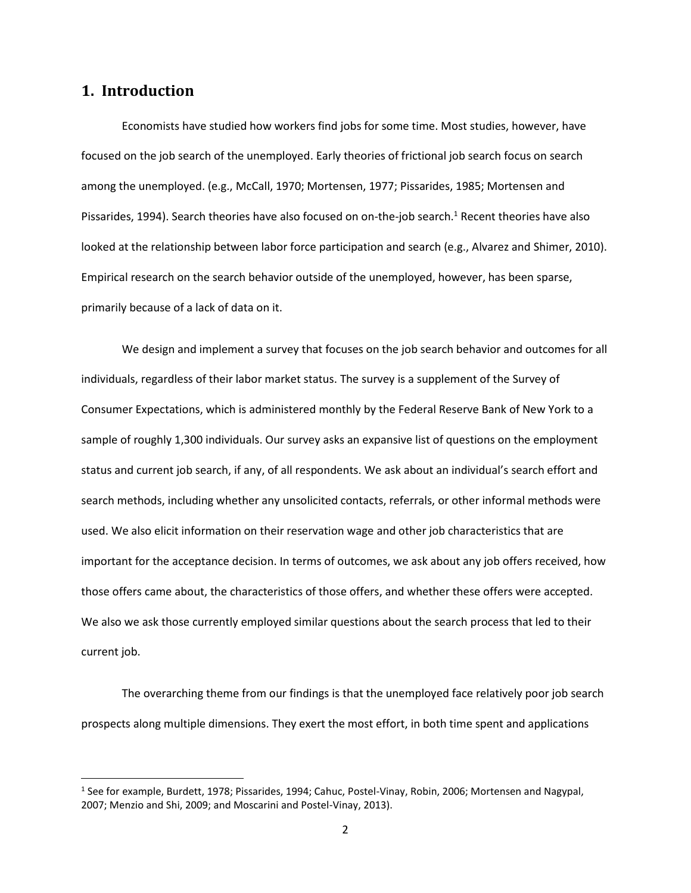## 1. Introduction

Economists have studied how workers find jobs for some time. Most studies, however, have focused on the job search of the unemployed. Early theories of frictional job search focus on search among the unemployed. (e.g., McCall, 1970; Mortensen, 1977; Pissarides, 1985; Mortensen and Pissarides, 1994). Search theories have also focused on on-the-job search.[1] Recent theories have also looked at the relationship between labor force participation and search (e.g., Alvarez and Shimer, 2010). Empirical research on the search behavior outside of the unemployed, however, has been sparse, primarily because of a lack of data on it.

We design and implement a survey that focuses on the job search behavior and outcomes for all individuals, regardless of their labor market status. The survey is a supplement of the Survey of Consumer Expectations, which is administered monthly by the Federal Reserve Bank of New York to a sample of roughly 1,300 individuals. Our survey asks an expansive list of questions on the employment status and current job search, if any, of all respondents. We ask about an individual's search effort and search methods, including whether any unsolicited contacts, referrals, or other informal methods were used. We also elicit information on their reservation wage and other job characteristics that are important for the acceptance decision. In terms of outcomes, we ask about any job offers received, how those offers came about, the characteristics of those offers, and whether these offers were accepted. We also we ask those currently employed similar questions about the search process that led to their current job.

The overarching theme from our findings is that the unemployed face relatively poor job search prospects along multiple dimensions. They exert the most effort, in both time spent and applications

[1] See for example, Burdett, 1978; Pissarides, 1994; Cahuc, Postel-Vinay, Robin, 2006; Mortensen and Nagypal, 2007; Menzio and Shi, 2009; and Moscarini and Postel-Vinay, 2013).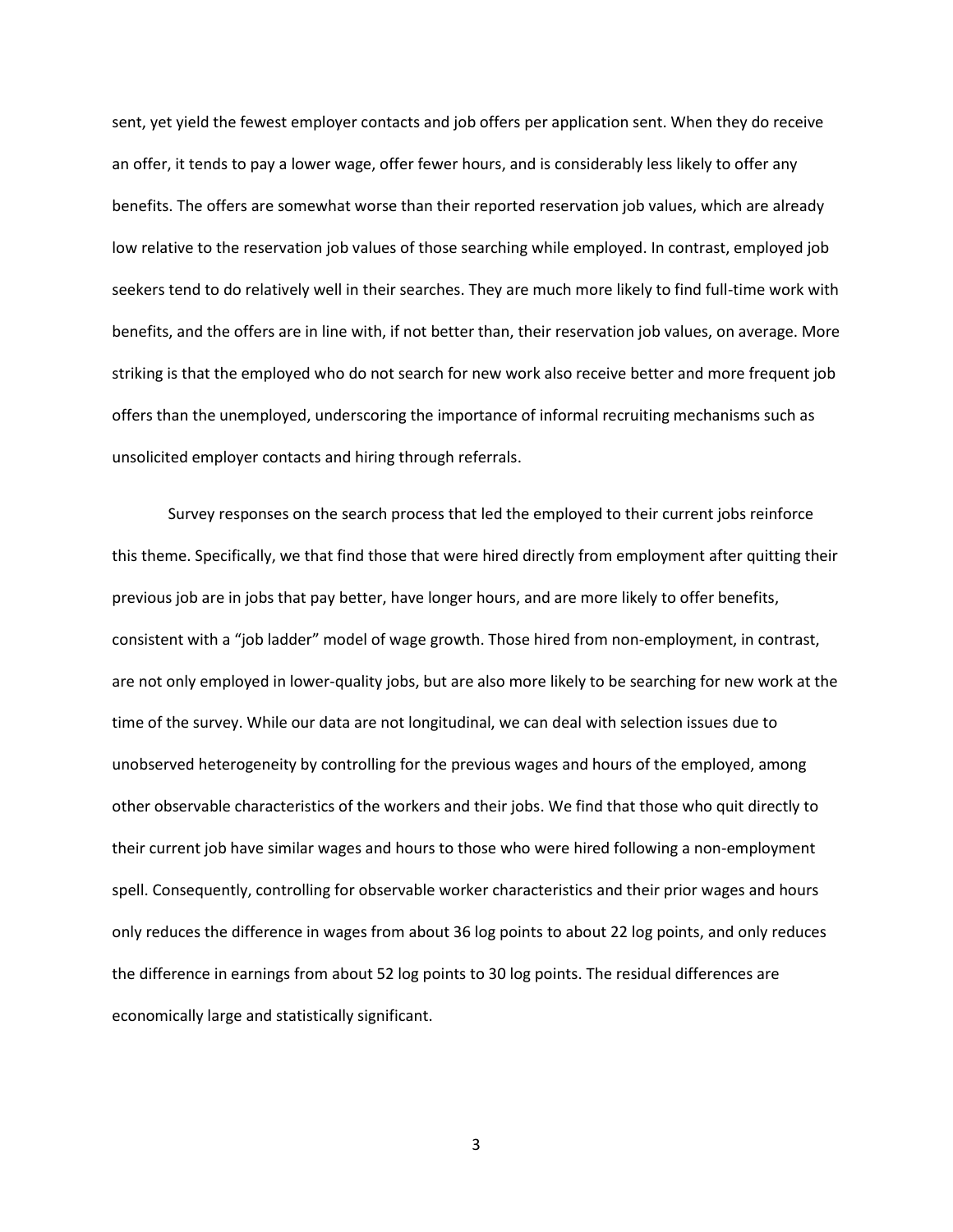sent, yet yield the fewest employer contacts and job offers per application sent. When they do receive an offer, it tends to pay a lower wage, offer fewer hours, and is considerably less likely to offer any benefits. The offers are somewhat worse than their reported reservation job values, which are already low relative to the reservation job values of those searching while employed. In contrast, employed job seekers tend to do relatively well in their searches. They are much more likely to find full-time work with benefits, and the offers are in line with, if not better than, their reservation job values, on average. More striking is that the employed who do not search for new work also receive better and more frequent job offers than the unemployed, underscoring the importance of informal recruiting mechanisms such as unsolicited employer contacts and hiring through referrals.

Survey responses on the search process that led the employed to their current jobs reinforce this theme. Specifically, we that find those that were hired directly from employment after quitting their previous job are in jobs that pay better, have longer hours, and are more likely to offer benefits, consistent with a "job ladder" model of wage growth. Those hired from non-employment, in contrast, are not only employed in lower-quality jobs, but are also more likely to be searching for new work at the time of the survey. While our data are not longitudinal, we can deal with selection issues due to unobserved heterogeneity by controlling for the previous wages and hours of the employed, among other observable characteristics of the workers and their jobs. We find that those who quit directly to their current job have similar wages and hours to those who were hired following a non-employment spell. Consequently, controlling for observable worker characteristics and their prior wages and hours only reduces the difference in wages from about 36 log points to about 22 log points, and only reduces the difference in earnings from about 52 log points to 30 log points. The residual differences are economically large and statistically significant.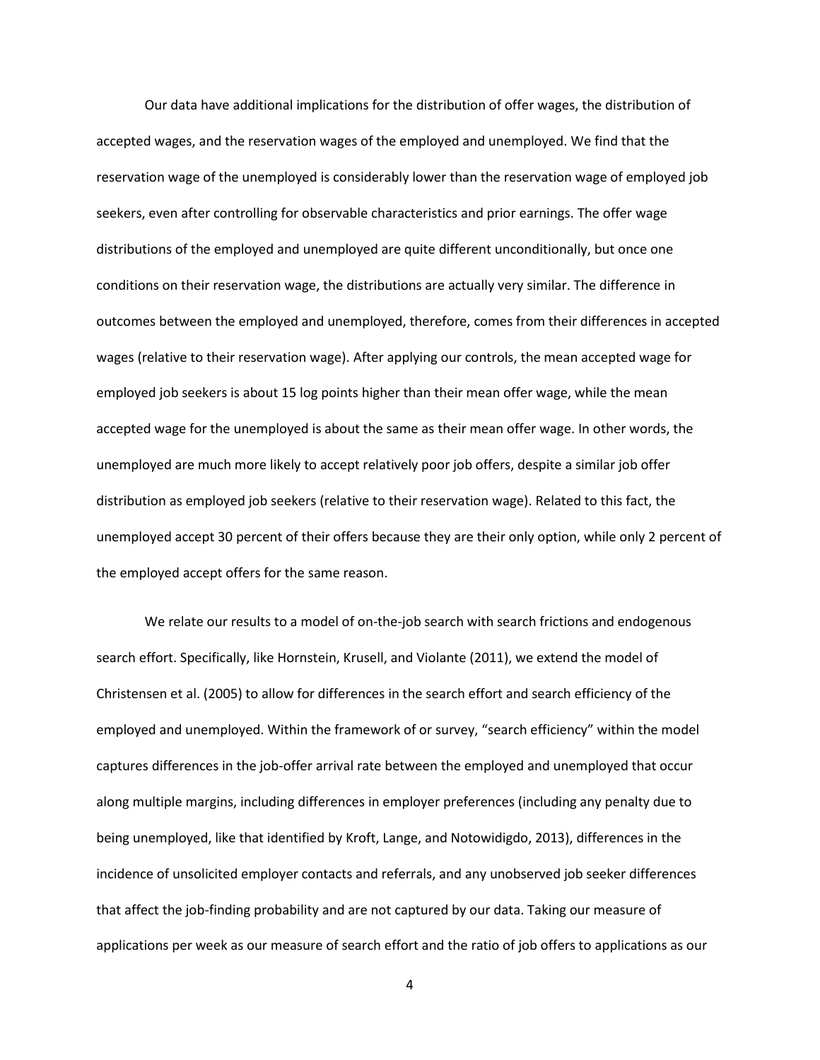Our data have additional implications for the distribution of offer wages, the distribution of accepted wages, and the reservation wages of the employed and unemployed. We find that the reservation wage of the unemployed is considerably lower than the reservation wage of employed job seekers, even after controlling for observable characteristics and prior earnings. The offer wage distributions of the employed and unemployed are quite different unconditionally, but once one conditions on their reservation wage, the distributions are actually very similar. The difference in outcomes between the employed and unemployed, therefore, comes from their differences in accepted wages (relative to their reservation wage). After applying our controls, the mean accepted wage for employed job seekers is about 15 log points higher than their mean offer wage, while the mean accepted wage for the unemployed is about the same as their mean offer wage. In other words, the unemployed are much more likely to accept relatively poor job offers, despite a similar job offer distribution as employed job seekers (relative to their reservation wage). Related to this fact, the unemployed accept 30 percent of their offers because they are their only option, while only 2 percent of the employed accept offers for the same reason.

We relate our results to a model of on-the-job search with search frictions and endogenous search effort. Specifically, like Hornstein, Krusell, and Violante (2011), we extend the model of Christensen et al. (2005) to allow for differences in the search effort and search efficiency of the employed and unemployed. Within the framework of or survey, "search efficiency" within the model captures differences in the job-offer arrival rate between the employed and unemployed that occur along multiple margins, including differences in employer preferences (including any penalty due to being unemployed, like that identified by Kroft, Lange, and Notowidigdo, 2013), differences in the incidence of unsolicited employer contacts and referrals, and any unobserved job seeker differences that affect the job-finding probability and are not captured by our data. Taking our measure of applications per week as our measure of search effort and the ratio of job offers to applications as our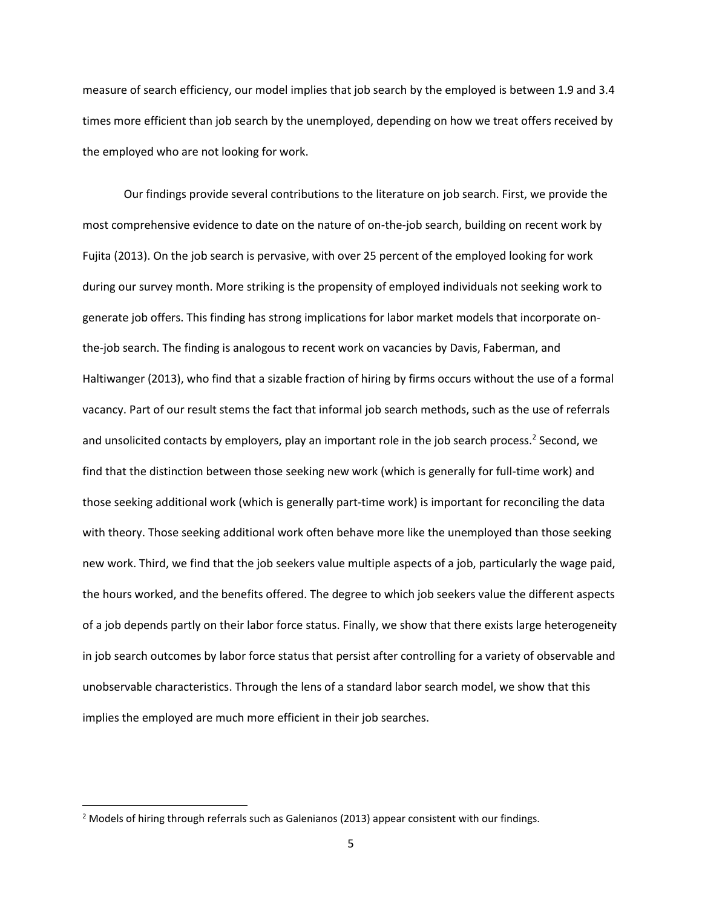measure of search efficiency, our model implies that job search by the employed is between 1.9 and 3.4 times more efficient than job search by the unemployed, depending on how we treat offers received by the employed who are not looking for work.

Our findings provide several contributions to the literature on job search. First, we provide the most comprehensive evidence to date on the nature of on-the-job search, building on recent work by Fujita (2013). On the job search is pervasive, with over 25 percent of the employed looking for work during our survey month. More striking is the propensity of employed individuals not seeking work to generate job offers. This finding has strong implications for labor market models that incorporate on-the-job search. The finding is analogous to recent work on vacancies by Davis, Faberman, and Haltiwanger (2013), who find that a sizable fraction of hiring by firms occurs without the use of a formal vacancy. Part of our result stems the fact that informal job search methods, such as the use of referrals and unsolicited contacts by employers, play an important role in the job search process.[2] Second, we find that the distinction between those seeking new work (which is generally for full-time work) and those seeking additional work (which is generally part-time work) is important for reconciling the data with theory. Those seeking additional work often behave more like the unemployed than those seeking new work. Third, we find that the job seekers value multiple aspects of a job, particularly the wage paid, the hours worked, and the benefits offered. The degree to which job seekers value the different aspects of a job depends partly on their labor force status. Finally, we show that there exists large heterogeneity in job search outcomes by labor force status that persist after controlling for a variety of observable and unobservable characteristics. Through the lens of a standard labor search model, we show that this implies the employed are much more efficient in their job searches.

[2] Models of hiring through referrals such as Galenianos (2013) appear consistent with our findings.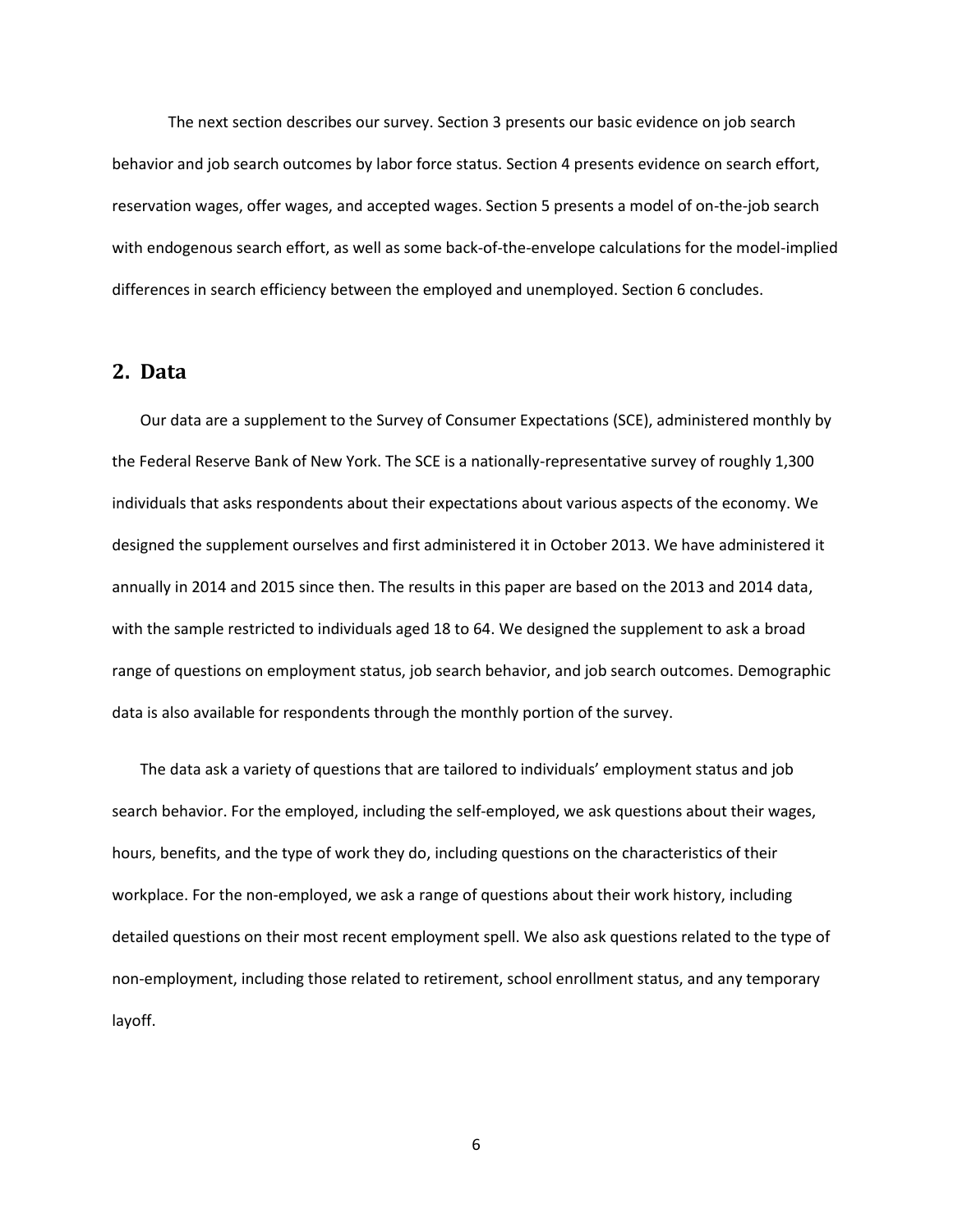The next section describes our survey. Section 3 presents our basic evidence on job search behavior and job search outcomes by labor force status. Section 4 presents evidence on search effort, reservation wages, offer wages, and accepted wages. Section 5 presents a model of on-the-job search with endogenous search effort, as well as some back-of-the-envelope calculations for the model-implied differences in search efficiency between the employed and unemployed. Section 6 concludes.

## 2. Data

Our data are a supplement to the Survey of Consumer Expectations (SCE), administered monthly by the Federal Reserve Bank of New York. The SCE is a nationally-representative survey of roughly 1,300 individuals that asks respondents about their expectations about various aspects of the economy. We designed the supplement ourselves and first administered it in October 2013. We have administered it annually in 2014 and 2015 since then. The results in this paper are based on the 2013 and 2014 data, with the sample restricted to individuals aged 18 to 64. We designed the supplement to ask a broad range of questions on employment status, job search behavior, and job search outcomes. Demographic data is also available for respondents through the monthly portion of the survey.

The data ask a variety of questions that are tailored to individuals' employment status and job search behavior. For the employed, including the self-employed, we ask questions about their wages, hours, benefits, and the type of work they do, including questions on the characteristics of their workplace. For the non-employed, we ask a range of questions about their work history, including detailed questions on their most recent employment spell. We also ask questions related to the type of non-employment, including those related to retirement, school enrollment status, and any temporary layoff.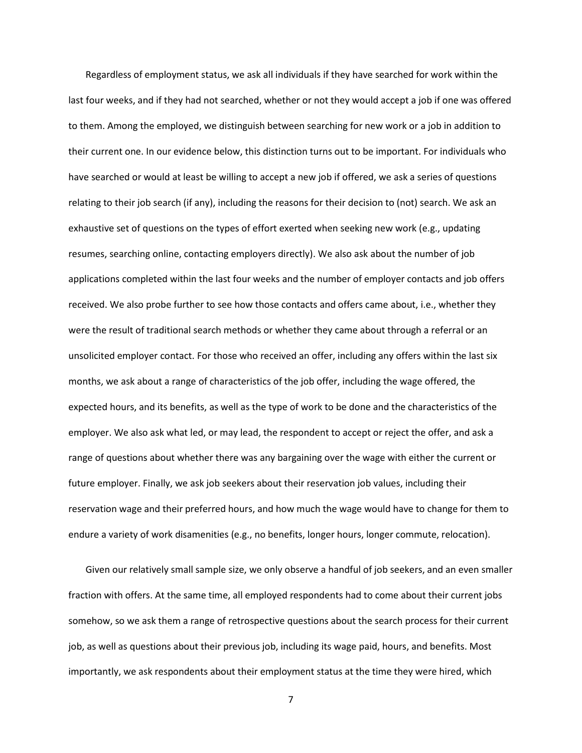Regardless of employment status, we ask all individuals if they have searched for work within the last four weeks, and if they had not searched, whether or not they would accept a job if one was offered to them. Among the employed, we distinguish between searching for new work or a job in addition to their current one. In our evidence below, this distinction turns out to be important. For individuals who have searched or would at least be willing to accept a new job if offered, we ask a series of questions relating to their job search (if any), including the reasons for their decision to (not) search. We ask an exhaustive set of questions on the types of effort exerted when seeking new work (e.g., updating resumes, searching online, contacting employers directly). We also ask about the number of job applications completed within the last four weeks and the number of employer contacts and job offers received. We also probe further to see how those contacts and offers came about, i.e., whether they were the result of traditional search methods or whether they came about through a referral or an unsolicited employer contact. For those who received an offer, including any offers within the last six months, we ask about a range of characteristics of the job offer, including the wage offered, the expected hours, and its benefits, as well as the type of work to be done and the characteristics of the employer. We also ask what led, or may lead, the respondent to accept or reject the offer, and ask a range of questions about whether there was any bargaining over the wage with either the current or future employer. Finally, we ask job seekers about their reservation job values, including their reservation wage and their preferred hours, and how much the wage would have to change for them to endure a variety of work disamenities (e.g., no benefits, longer hours, longer commute, relocation).

Given our relatively small sample size, we only observe a handful of job seekers, and an even smaller fraction with offers. At the same time, all employed respondents had to come about their current jobs somehow, so we ask them a range of retrospective questions about the search process for their current job, as well as questions about their previous job, including its wage paid, hours, and benefits. Most importantly, we ask respondents about their employment status at the time they were hired, which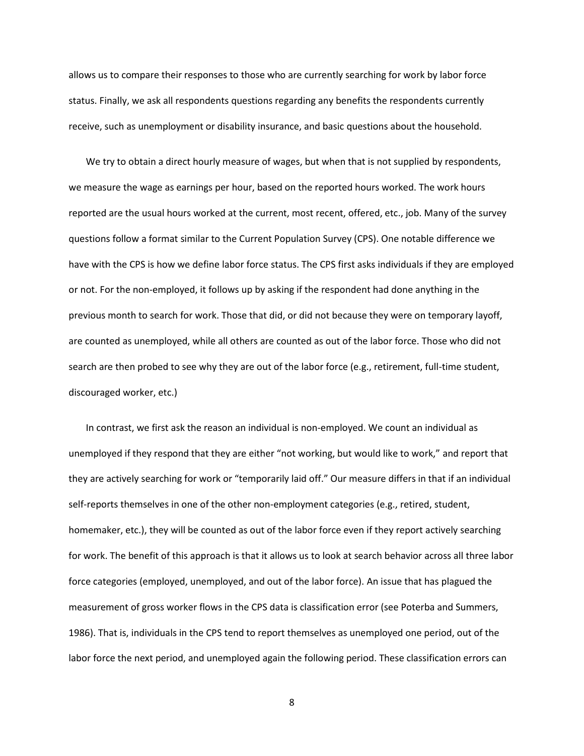allows us to compare their responses to those who are currently searching for work by labor force status. Finally, we ask all respondents questions regarding any benefits the respondents currently receive, such as unemployment or disability insurance, and basic questions about the household.

We try to obtain a direct hourly measure of wages, but when that is not supplied by respondents, we measure the wage as earnings per hour, based on the reported hours worked. The work hours reported are the usual hours worked at the current, most recent, offered, etc., job. Many of the survey questions follow a format similar to the Current Population Survey (CPS). One notable difference we have with the CPS is how we define labor force status. The CPS first asks individuals if they are employed or not. For the non-employed, it follows up by asking if the respondent had done anything in the previous month to search for work. Those that did, or did not because they were on temporary layoff, are counted as unemployed, while all others are counted as out of the labor force. Those who did not search are then probed to see why they are out of the labor force (e.g., retirement, full-time student, discouraged worker, etc.)

In contrast, we first ask the reason an individual is non-employed. We count an individual as unemployed if they respond that they are either "not working, but would like to work," and report that they are actively searching for work or "temporarily laid off." Our measure differs in that if an individual self-reports themselves in one of the other non-employment categories (e.g., retired, student, homemaker, etc.), they will be counted as out of the labor force even if they report actively searching for work. The benefit of this approach is that it allows us to look at search behavior across all three labor force categories (employed, unemployed, and out of the labor force). An issue that has plagued the measurement of gross worker flows in the CPS data is classification error (see Poterba and Summers, 1986). That is, individuals in the CPS tend to report themselves as unemployed one period, out of the labor force the next period, and unemployed again the following period. These classification errors can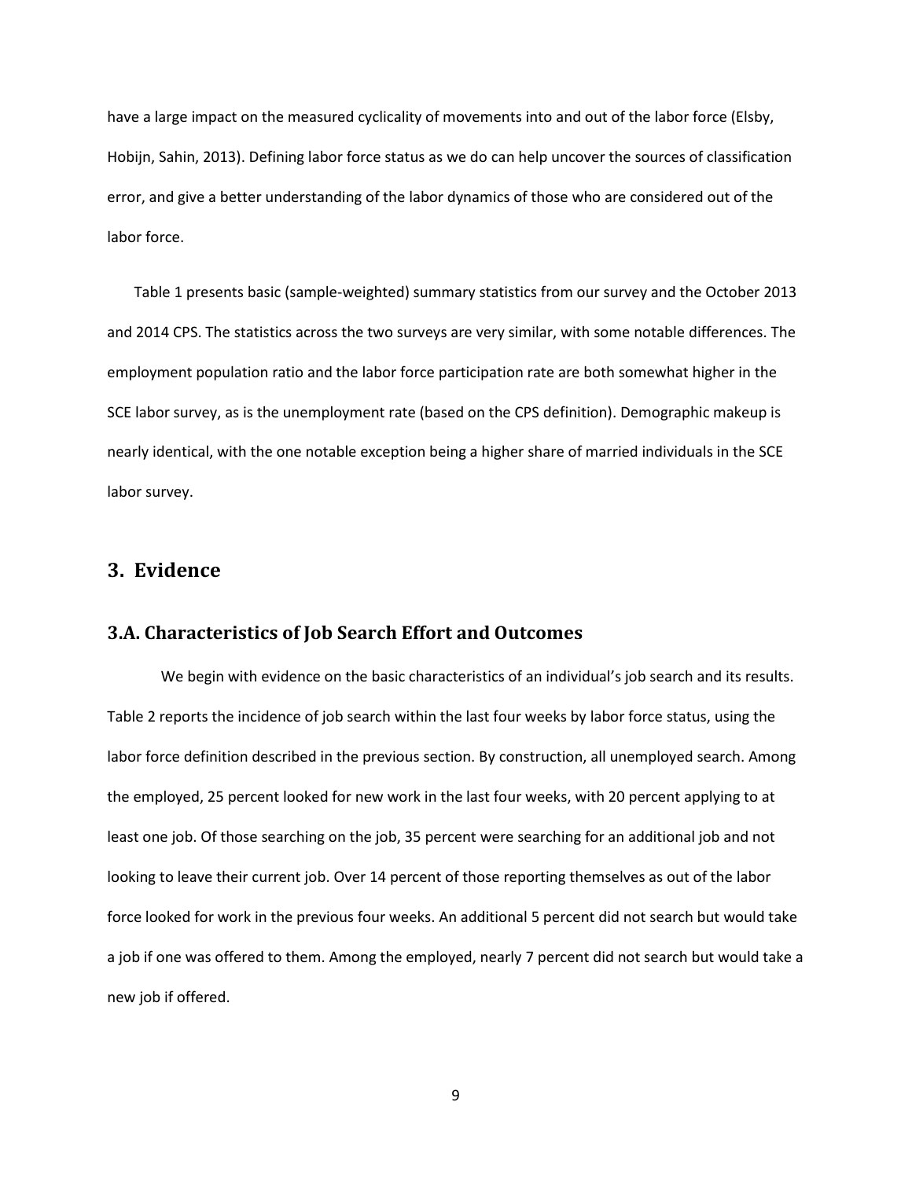have a large impact on the measured cyclicality of movements into and out of the labor force (Elsby, Hobijn, Sahin, 2013). Defining labor force status as we do can help uncover the sources of classification error, and give a better understanding of the labor dynamics of those who are considered out of the labor force.

Table 1 presents basic (sample-weighted) summary statistics from our survey and the October 2013 and 2014 CPS. The statistics across the two surveys are very similar, with some notable differences. The employment population ratio and the labor force participation rate are both somewhat higher in the SCE labor survey, as is the unemployment rate (based on the CPS definition). Demographic makeup is nearly identical, with the one notable exception being a higher share of married individuals in the SCE labor survey.

## 3. Evidence

### 3.A. Characteristics of Job Search Effort and Outcomes

We begin with evidence on the basic characteristics of an individual's job search and its results. Table 2 reports the incidence of job search within the last four weeks by labor force status, using the labor force definition described in the previous section. By construction, all unemployed search. Among the employed, 25 percent looked for new work in the last four weeks, with 20 percent applying to at least one job. Of those searching on the job, 35 percent were searching for an additional job and not looking to leave their current job. Over 14 percent of those reporting themselves as out of the labor force looked for work in the previous four weeks. An additional 5 percent did not search but would take a job if one was offered to them. Among the employed, nearly 7 percent did not search but would take a new job if offered.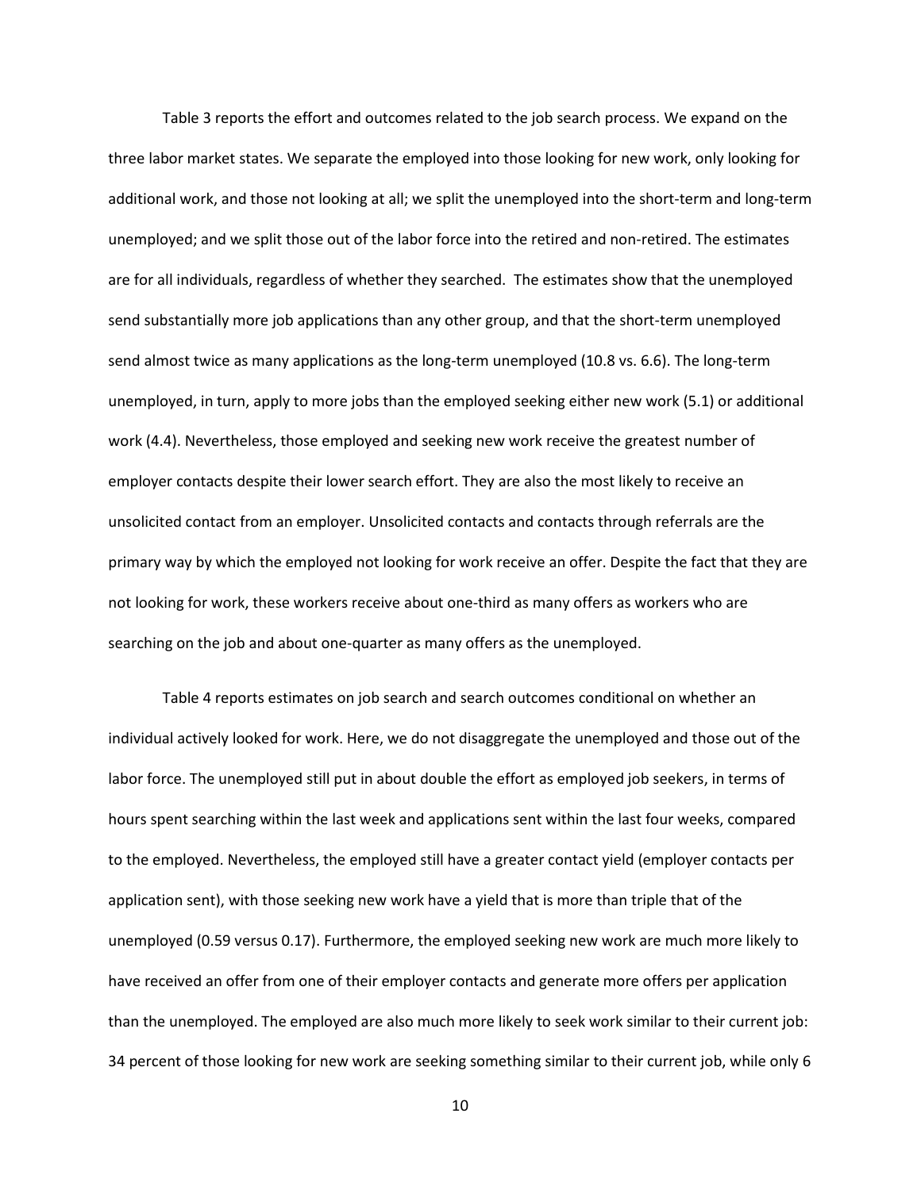Table 3 reports the effort and outcomes related to the job search process. We expand on the three labor market states. We separate the employed into those looking for new work, only looking for additional work, and those not looking at all; we split the unemployed into the short-term and long-term unemployed; and we split those out of the labor force into the retired and non-retired. The estimates are for all individuals, regardless of whether they searched. The estimates show that the unemployed send substantially more job applications than any other group, and that the short-term unemployed send almost twice as many applications as the long-term unemployed (10.8 vs. 6.6). The long-term unemployed, in turn, apply to more jobs than the employed seeking either new work (5.1) or additional work (4.4). Nevertheless, those employed and seeking new work receive the greatest number of employer contacts despite their lower search effort. They are also the most likely to receive an unsolicited contact from an employer. Unsolicited contacts and contacts through referrals are the primary way by which the employed not looking for work receive an offer. Despite the fact that they are not looking for work, these workers receive about one-third as many offers as workers who are searching on the job and about one-quarter as many offers as the unemployed.

Table 4 reports estimates on job search and search outcomes conditional on whether an individual actively looked for work. Here, we do not disaggregate the unemployed and those out of the labor force. The unemployed still put in about double the effort as employed job seekers, in terms of hours spent searching within the last week and applications sent within the last four weeks, compared to the employed. Nevertheless, the employed still have a greater contact yield (employer contacts per application sent), with those seeking new work have a yield that is more than triple that of the unemployed (0.59 versus 0.17). Furthermore, the employed seeking new work are much more likely to have received an offer from one of their employer contacts and generate more offers per application than the unemployed. The employed are also much more likely to seek work similar to their current job: 34 percent of those looking for new work are seeking something similar to their current job, while only 6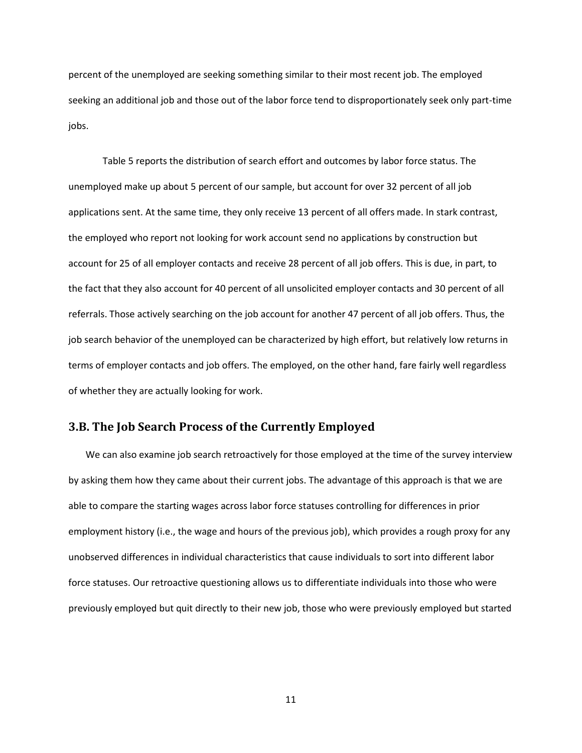percent of the unemployed are seeking something similar to their most recent job. The employed seeking an additional job and those out of the labor force tend to disproportionately seek only part-time jobs.

Table 5 reports the distribution of search effort and outcomes by labor force status. The unemployed make up about 5 percent of our sample, but account for over 32 percent of all job applications sent. At the same time, they only receive 13 percent of all offers made. In stark contrast, the employed who report not looking for work account send no applications by construction but account for 25 of all employer contacts and receive 28 percent of all job offers. This is due, in part, to the fact that they also account for 40 percent of all unsolicited employer contacts and 30 percent of all referrals. Those actively searching on the job account for another 47 percent of all job offers. Thus, the job search behavior of the unemployed can be characterized by high effort, but relatively low returns in terms of employer contacts and job offers. The employed, on the other hand, fare fairly well regardless of whether they are actually looking for work.

## 3.B. The Job Search Process of the Currently Employed

We can also examine job search retroactively for those employed at the time of the survey interview by asking them how they came about their current jobs. The advantage of this approach is that we are able to compare the starting wages across labor force statuses controlling for differences in prior employment history (i.e., the wage and hours of the previous job), which provides a rough proxy for any unobserved differences in individual characteristics that cause individuals to sort into different labor force statuses. Our retroactive questioning allows us to differentiate individuals into those who were previously employed but quit directly to their new job, those who were previously employed but started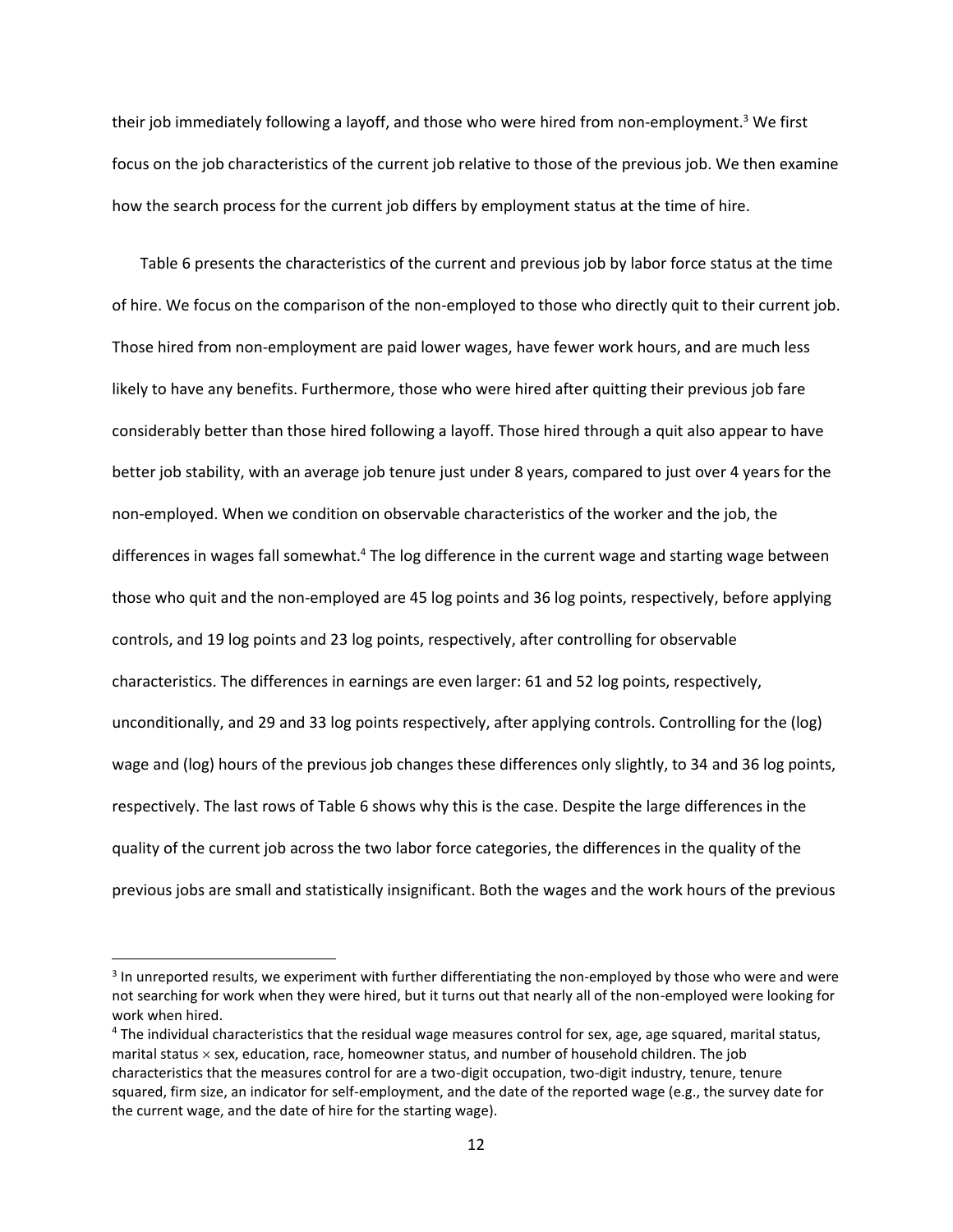their job immediately following a layoff, and those who were hired from non-employment.[3] We first focus on the job characteristics of the current job relative to those of the previous job. We then examine how the search process for the current job differs by employment status at the time of hire.

Table 6 presents the characteristics of the current and previous job by labor force status at the time of hire. We focus on the comparison of the non-employed to those who directly quit to their current job. Those hired from non-employment are paid lower wages, have fewer work hours, and are much less likely to have any benefits. Furthermore, those who were hired after quitting their previous job fare considerably better than those hired following a layoff. Those hired through a quit also appear to have better job stability, with an average job tenure just under 8 years, compared to just over 4 years for the non-employed. When we condition on observable characteristics of the worker and the job, the differences in wages fall somewhat.[4] The log difference in the current wage and starting wage between those who quit and the non-employed are 45 log points and 36 log points, respectively, before applying controls, and 19 log points and 23 log points, respectively, after controlling for observable characteristics. The differences in earnings are even larger: 61 and 52 log points, respectively, unconditionally, and 29 and 33 log points respectively, after applying controls. Controlling for the (log) wage and (log) hours of the previous job changes these differences only slightly, to 34 and 36 log points, respectively. The last rows of Table 6 shows why this is the case. Despite the large differences in the quality of the current job across the two labor force categories, the differences in the quality of the previous jobs are small and statistically insignificant. Both the wages and the work hours of the previous

---

[3] In unreported results, we experiment with further differentiating the non-employed by those who were and were not searching for work when they were hired, but it turns out that nearly all of the non-employed were looking for work when hired.

[4] The individual characteristics that the residual wage measures control for sex, age, age squared, marital status, marital status × sex, education, race, homeowner status, and number of household children. The job characteristics that the measures control for are a two-digit occupation, two-digit industry, tenure, tenure squared, firm size, an indicator for self-employment, and the date of the reported wage (e.g., the survey date for the current wage, and the date of hire for the starting wage).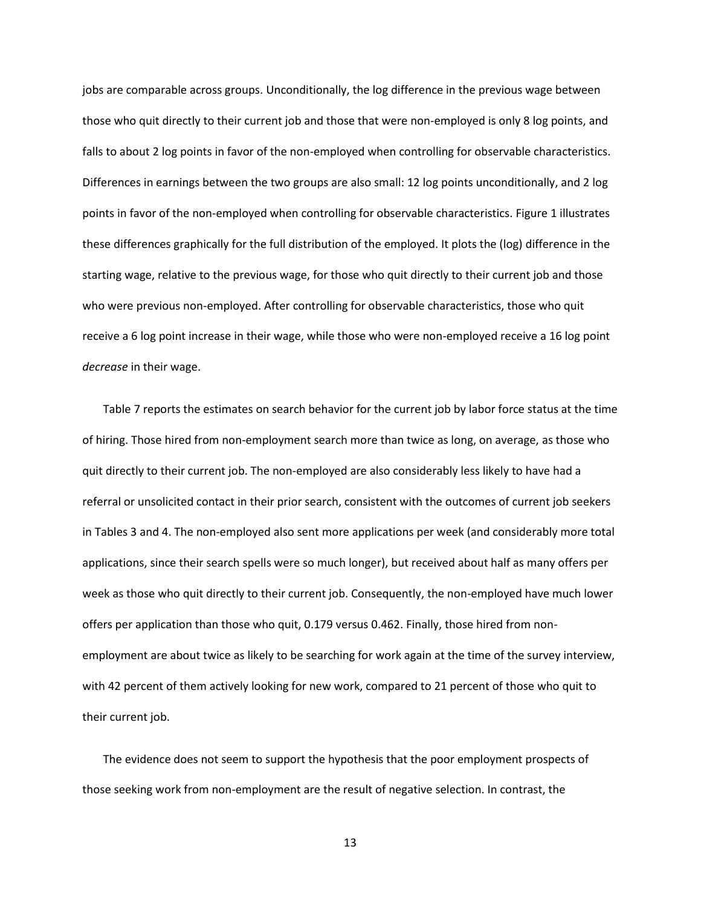jobs are comparable across groups. Unconditionally, the log difference in the previous wage between those who quit directly to their current job and those that were non-employed is only 8 log points, and falls to about 2 log points in favor of the non-employed when controlling for observable characteristics. Differences in earnings between the two groups are also small: 12 log points unconditionally, and 2 log points in favor of the non-employed when controlling for observable characteristics. Figure 1 illustrates these differences graphically for the full distribution of the employed. It plots the (log) difference in the starting wage, relative to the previous wage, for those who quit directly to their current job and those who were previous non-employed. After controlling for observable characteristics, those who quit receive a 6 log point increase in their wage, while those who were non-employed receive a 16 log point *decrease* in their wage.

Table 7 reports the estimates on search behavior for the current job by labor force status at the time of hiring. Those hired from non-employment search more than twice as long, on average, as those who quit directly to their current job. The non-employed are also considerably less likely to have had a referral or unsolicited contact in their prior search, consistent with the outcomes of current job seekers in Tables 3 and 4. The non-employed also sent more applications per week (and considerably more total applications, since their search spells were so much longer), but received about half as many offers per week as those who quit directly to their current job. Consequently, the non-employed have much lower offers per application than those who quit, 0.179 versus 0.462. Finally, those hired from non-employment are about twice as likely to be searching for work again at the time of the survey interview, with 42 percent of them actively looking for new work, compared to 21 percent of those who quit to their current job.

The evidence does not seem to support the hypothesis that the poor employment prospects of those seeking work from non-employment are the result of negative selection. In contrast, the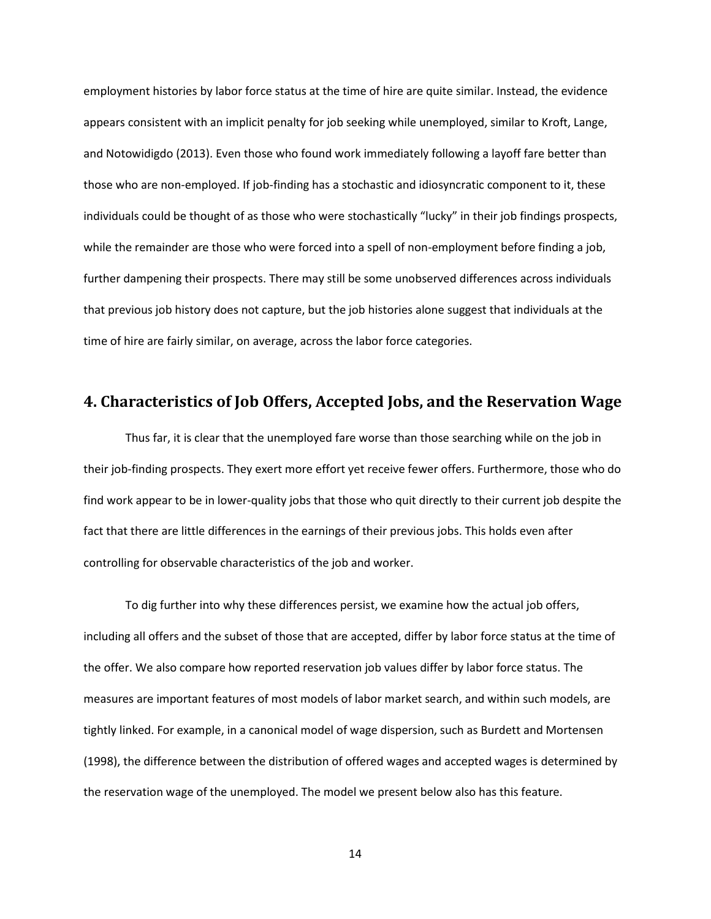employment histories by labor force status at the time of hire are quite similar. Instead, the evidence appears consistent with an implicit penalty for job seeking while unemployed, similar to Kroft, Lange, and Notowidigdo (2013). Even those who found work immediately following a layoff fare better than those who are non-employed. If job-finding has a stochastic and idiosyncratic component to it, these individuals could be thought of as those who were stochastically "lucky" in their job findings prospects, while the remainder are those who were forced into a spell of non-employment before finding a job, further dampening their prospects. There may still be some unobserved differences across individuals that previous job history does not capture, but the job histories alone suggest that individuals at the time of hire are fairly similar, on average, across the labor force categories.

## 4. Characteristics of Job Offers, Accepted Jobs, and the Reservation Wage

Thus far, it is clear that the unemployed fare worse than those searching while on the job in their job-finding prospects. They exert more effort yet receive fewer offers. Furthermore, those who do find work appear to be in lower-quality jobs that those who quit directly to their current job despite the fact that there are little differences in the earnings of their previous jobs. This holds even after controlling for observable characteristics of the job and worker.

To dig further into why these differences persist, we examine how the actual job offers, including all offers and the subset of those that are accepted, differ by labor force status at the time of the offer. We also compare how reported reservation job values differ by labor force status. The measures are important features of most models of labor market search, and within such models, are tightly linked. For example, in a canonical model of wage dispersion, such as Burdett and Mortensen (1998), the difference between the distribution of offered wages and accepted wages is determined by the reservation wage of the unemployed. The model we present below also has this feature.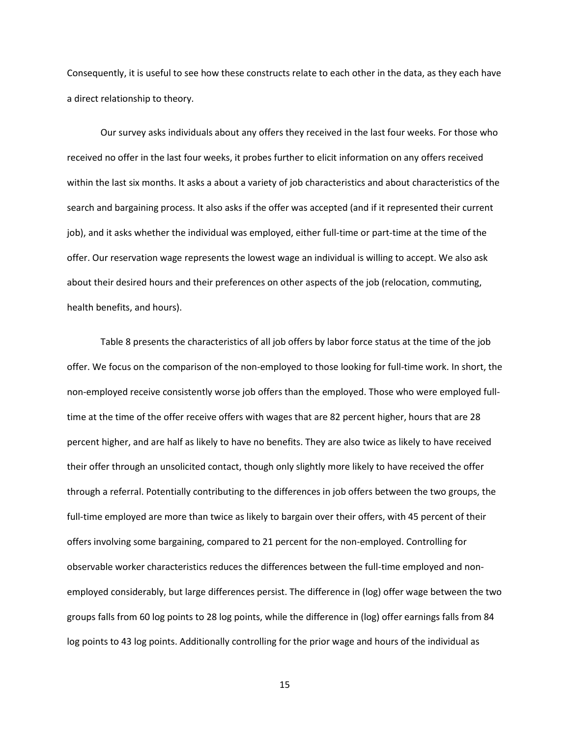Consequently, it is useful to see how these constructs relate to each other in the data, as they each have a direct relationship to theory.

Our survey asks individuals about any offers they received in the last four weeks. For those who received no offer in the last four weeks, it probes further to elicit information on any offers received within the last six months. It asks a about a variety of job characteristics and about characteristics of the search and bargaining process. It also asks if the offer was accepted (and if it represented their current job), and it asks whether the individual was employed, either full-time or part-time at the time of the offer. Our reservation wage represents the lowest wage an individual is willing to accept. We also ask about their desired hours and their preferences on other aspects of the job (relocation, commuting, health benefits, and hours).

Table 8 presents the characteristics of all job offers by labor force status at the time of the job offer. We focus on the comparison of the non-employed to those looking for full-time work. In short, the non-employed receive consistently worse job offers than the employed. Those who were employed full-time at the time of the offer receive offers with wages that are 82 percent higher, hours that are 28 percent higher, and are half as likely to have no benefits. They are also twice as likely to have received their offer through an unsolicited contact, though only slightly more likely to have received the offer through a referral. Potentially contributing to the differences in job offers between the two groups, the full-time employed are more than twice as likely to bargain over their offers, with 45 percent of their offers involving some bargaining, compared to 21 percent for the non-employed. Controlling for observable worker characteristics reduces the differences between the full-time employed and non-employed considerably, but large differences persist. The difference in (log) offer wage between the two groups falls from 60 log points to 28 log points, while the difference in (log) offer earnings falls from 84 log points to 43 log points. Additionally controlling for the prior wage and hours of the individual as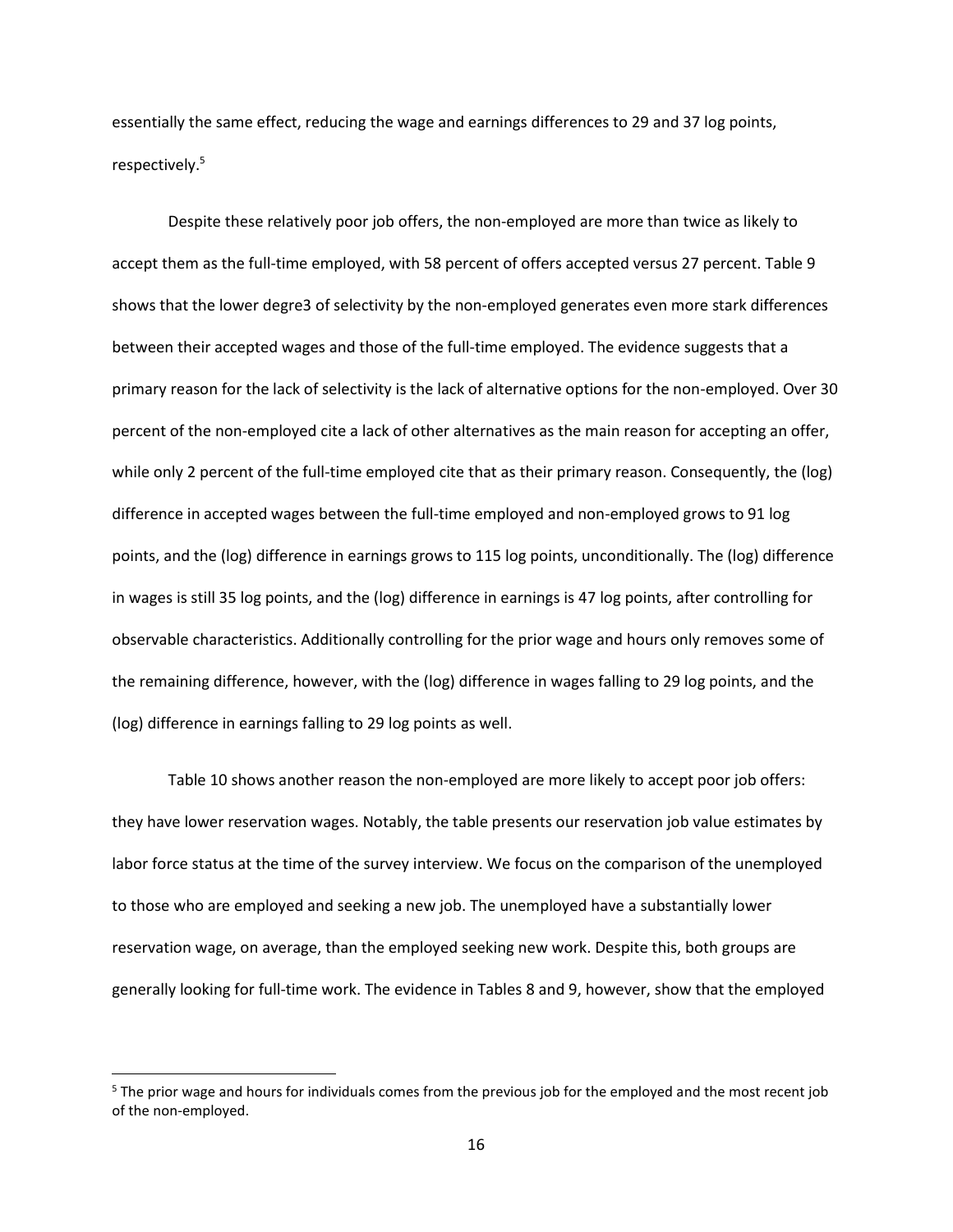essentially the same effect, reducing the wage and earnings differences to 29 and 37 log points, respectively.[5]

Despite these relatively poor job offers, the non-employed are more than twice as likely to accept them as the full-time employed, with 58 percent of offers accepted versus 27 percent. Table 9 shows that the lower degre3 of selectivity by the non-employed generates even more stark differences between their accepted wages and those of the full-time employed. The evidence suggests that a primary reason for the lack of selectivity is the lack of alternative options for the non-employed. Over 30 percent of the non-employed cite a lack of other alternatives as the main reason for accepting an offer, while only 2 percent of the full-time employed cite that as their primary reason. Consequently, the (log) difference in accepted wages between the full-time employed and non-employed grows to 91 log points, and the (log) difference in earnings grows to 115 log points, unconditionally. The (log) difference in wages is still 35 log points, and the (log) difference in earnings is 47 log points, after controlling for observable characteristics. Additionally controlling for the prior wage and hours only removes some of the remaining difference, however, with the (log) difference in wages falling to 29 log points, and the (log) difference in earnings falling to 29 log points as well.

Table 10 shows another reason the non-employed are more likely to accept poor job offers: they have lower reservation wages. Notably, the table presents our reservation job value estimates by labor force status at the time of the survey interview. We focus on the comparison of the unemployed to those who are employed and seeking a new job. The unemployed have a substantially lower reservation wage, on average, than the employed seeking new work. Despite this, both groups are generally looking for full-time work. The evidence in Tables 8 and 9, however, show that the employed

[5] The prior wage and hours for individuals comes from the previous job for the employed and the most recent job of the non-employed.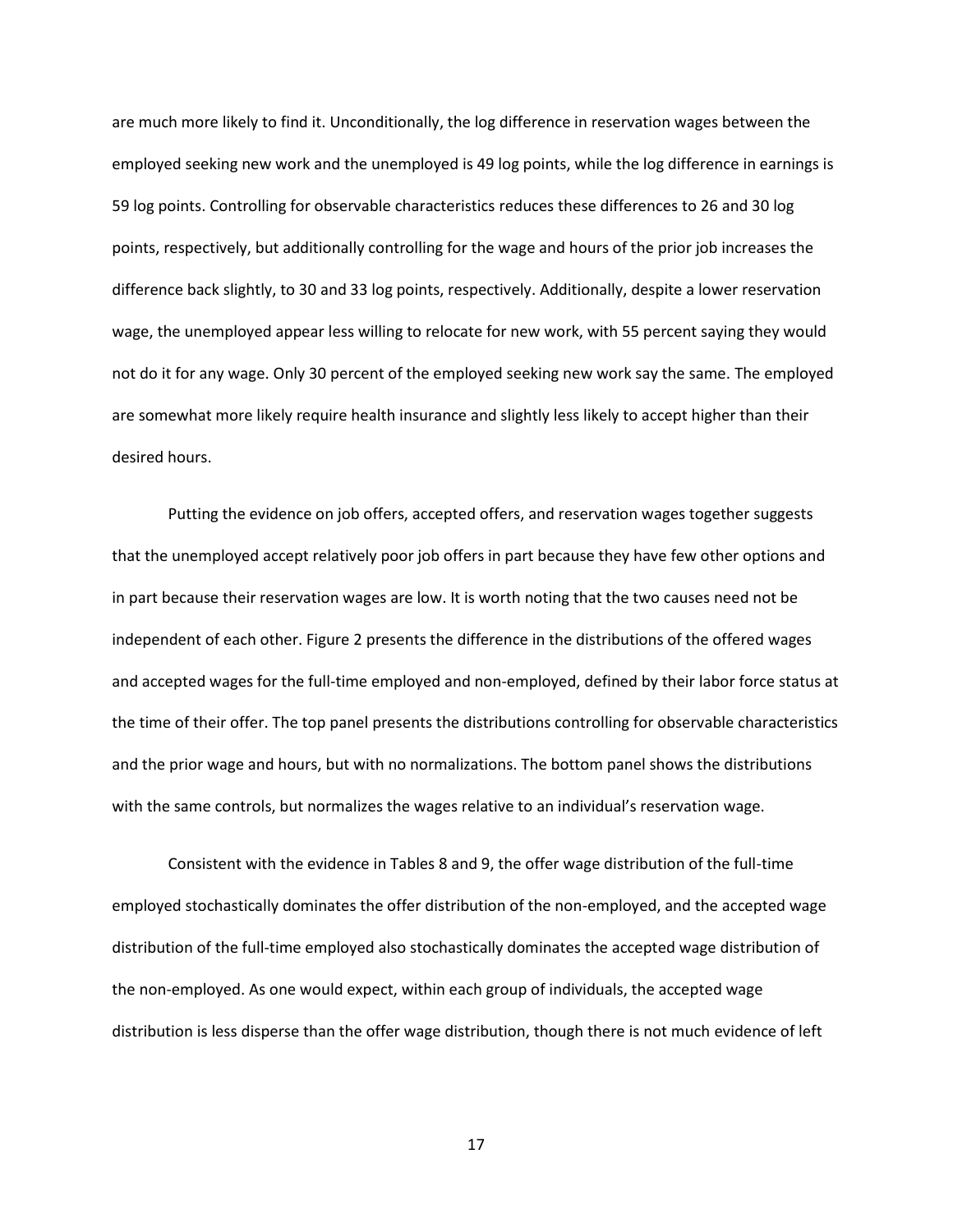are much more likely to find it. Unconditionally, the log difference in reservation wages between the employed seeking new work and the unemployed is 49 log points, while the log difference in earnings is 59 log points. Controlling for observable characteristics reduces these differences to 26 and 30 log points, respectively, but additionally controlling for the wage and hours of the prior job increases the difference back slightly, to 30 and 33 log points, respectively. Additionally, despite a lower reservation wage, the unemployed appear less willing to relocate for new work, with 55 percent saying they would not do it for any wage. Only 30 percent of the employed seeking new work say the same. The employed are somewhat more likely require health insurance and slightly less likely to accept higher than their desired hours.

Putting the evidence on job offers, accepted offers, and reservation wages together suggests that the unemployed accept relatively poor job offers in part because they have few other options and in part because their reservation wages are low. It is worth noting that the two causes need not be independent of each other. Figure 2 presents the difference in the distributions of the offered wages and accepted wages for the full-time employed and non-employed, defined by their labor force status at the time of their offer. The top panel presents the distributions controlling for observable characteristics and the prior wage and hours, but with no normalizations. The bottom panel shows the distributions with the same controls, but normalizes the wages relative to an individual's reservation wage.

Consistent with the evidence in Tables 8 and 9, the offer wage distribution of the full-time employed stochastically dominates the offer distribution of the non-employed, and the accepted wage distribution of the full-time employed also stochastically dominates the accepted wage distribution of the non-employed. As one would expect, within each group of individuals, the accepted wage distribution is less disperse than the offer wage distribution, though there is not much evidence of left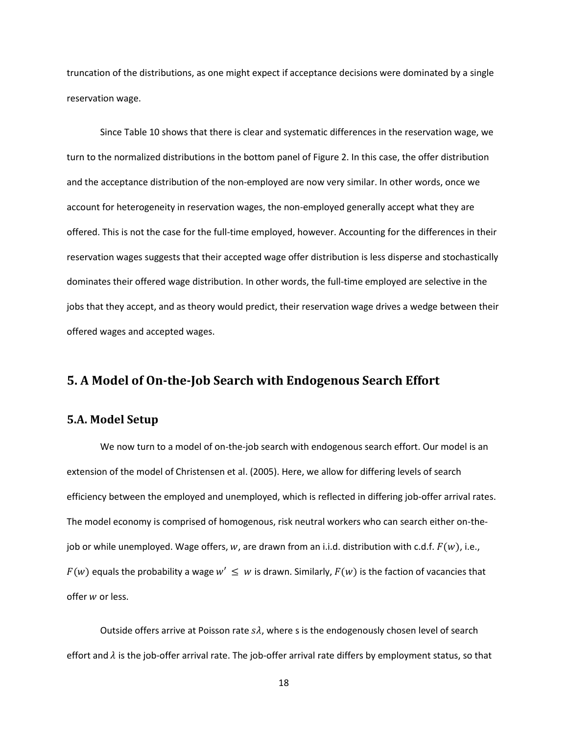truncation of the distributions, as one might expect if acceptance decisions were dominated by a single reservation wage.

Since Table 10 shows that there is clear and systematic differences in the reservation wage, we turn to the normalized distributions in the bottom panel of Figure 2. In this case, the offer distribution and the acceptance distribution of the non-employed are now very similar. In other words, once we account for heterogeneity in reservation wages, the non-employed generally accept what they are offered. This is not the case for the full-time employed, however. Accounting for the differences in their reservation wages suggests that their accepted wage offer distribution is less disperse and stochastically dominates their offered wage distribution. In other words, the full-time employed are selective in the jobs that they accept, and as theory would predict, their reservation wage drives a wedge between their offered wages and accepted wages.

## 5. A Model of On-the-Job Search with Endogenous Search Effort

### 5.A. Model Setup

We now turn to a model of on-the-job search with endogenous search effort. Our model is an extension of the model of Christensen et al. (2005). Here, we allow for differing levels of search efficiency between the employed and unemployed, which is reflected in differing job-offer arrival rates. The model economy is comprised of homogenous, risk neutral workers who can search either on-the-job or while unemployed. Wage offers, $w$, are drawn from an i.i.d. distribution with c.d.f. $F(w)$, i.e., $F(w)$ equals the probability a wage $w' \leq w$ is drawn. Similarly, $F(w)$ is the faction of vacancies that offer $w$ or less.

Outside offers arrive at Poisson rate $s\lambda$, where s is the endogenously chosen level of search effort and $\lambda$ is the job-offer arrival rate. The job-offer arrival rate differs by employment status, so that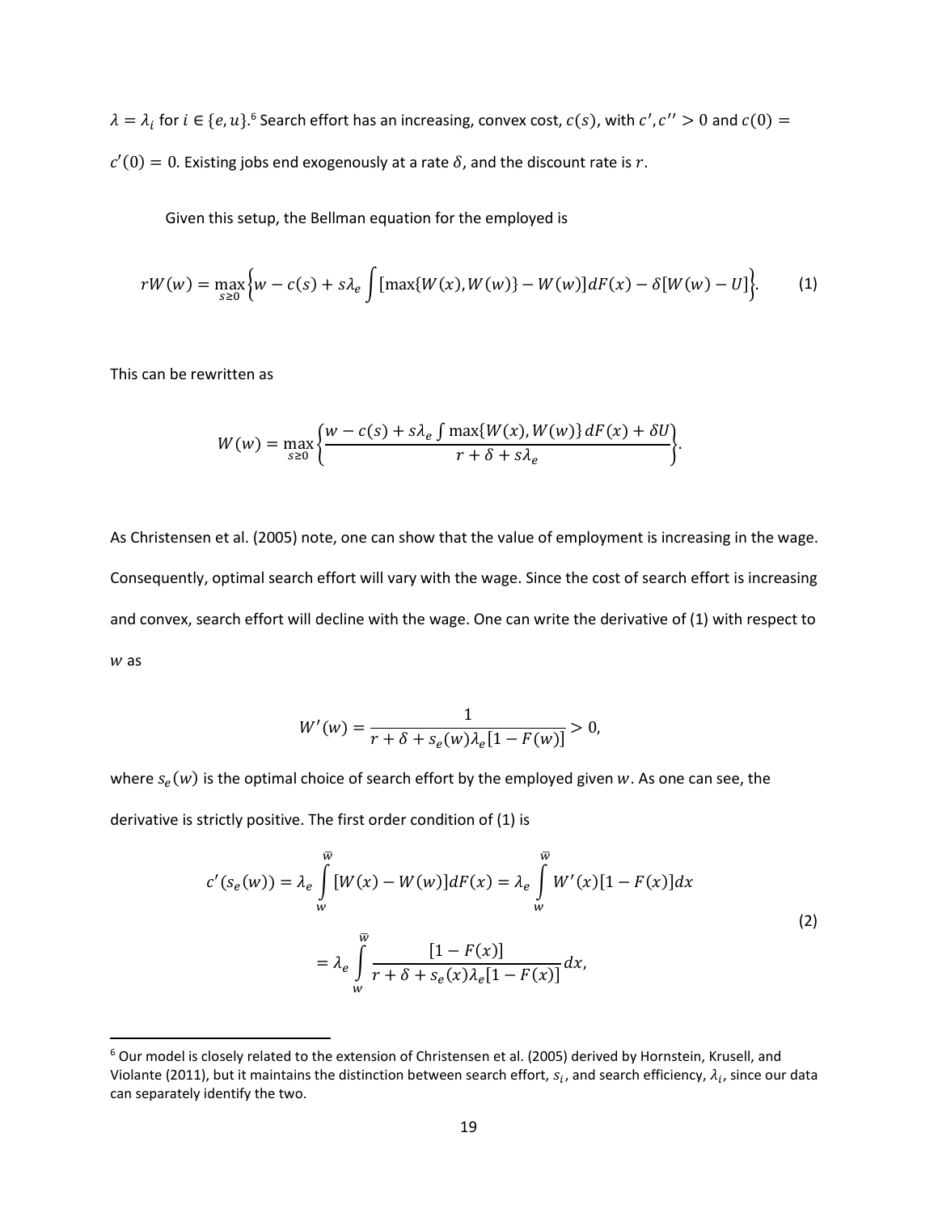$\lambda = \lambda_i$ for $i \in \{e, u\}$.[6] Search effort has an increasing, convex cost, $c(s)$, with $c', c'' > 0$ and $c(0) = c'(0) = 0$. Existing jobs end exogenously at a rate $\delta$, and the discount rate is $r$.

Given this setup, the Bellman equation for the employed is

$$rW(w) = \max_{s \geq 0} \left\{ w - c(s) + s\lambda_e \int [\max\{W(x), W(w)\} - W(w)] dF(x) - \delta[W(w) - U] \right\}. \tag{1}$$

This can be rewritten as

$$W(w) = \max_{s \geq 0} \left\{ \frac{w - c(s) + s\lambda_e \int \max\{W(x), W(w)\} dF(x) + \delta U}{r + \delta + s\lambda_e} \right\}.$$

As Christensen et al. (2005) note, one can show that the value of employment is increasing in the wage. Consequently, optimal search effort will vary with the wage. Since the cost of search effort is increasing and convex, search effort will decline with the wage. One can write the derivative of (1) with respect to $w$ as

$$W'(w) = \frac{1}{r + \delta + s_e(w)\lambda_e[1 - F(w)]} > 0,$$

where $s_e(w)$ is the optimal choice of search effort by the employed given $w$. As one can see, the derivative is strictly positive. The first order condition of (1) is

$$\begin{aligned} c'(s_e(w)) = \lambda_e \int_w^{\bar{w}} [W(x) - W(w)] dF(x) &= \lambda_e \int_w^{\bar{w}} W'(x)[1 - F(x)] dx \\ &= \lambda_e \int_w^{\bar{w}} \frac{[1 - F(x)]}{r + \delta + s_e(x)\lambda_e[1 - F(x)]} dx, \end{aligned} \tag{2}$$

[6] Our model is closely related to the extension of Christensen et al. (2005) derived by Hornstein, Krusell, and Violante (2011), but it maintains the distinction between search effort, $s_i$, and search efficiency, $\lambda_i$, since our data can separately identify the two.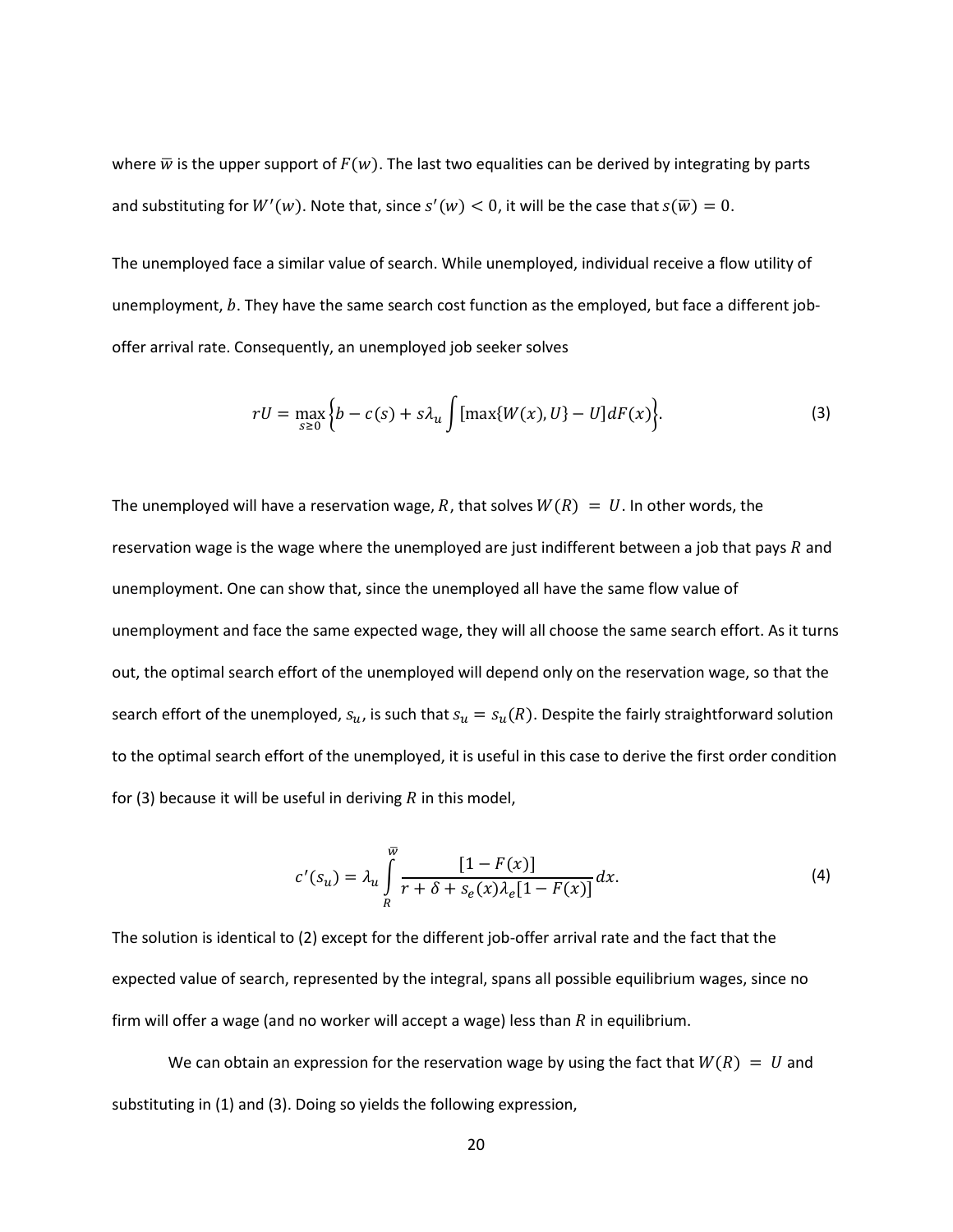where $\overline{w}$ is the upper support of $F(w)$. The last two equalities can be derived by integrating by parts and substituting for $W'(w)$. Note that, since $s'(w) < 0$, it will be the case that $s(\overline{w}) = 0$.

The unemployed face a similar value of search. While unemployed, individual receive a flow utility of unemployment, $b$. They have the same search cost function as the employed, but face a different job-offer arrival rate. Consequently, an unemployed job seeker solves

$$rU = \max_{s \geq 0} \left\{ b - c(s) + s\lambda_u \int [\max\{W(x), U\} - U] dF(x) \right\}. \tag{3}$$

The unemployed will have a reservation wage, $R$, that solves $W(R) = U$. In other words, the reservation wage is the wage where the unemployed are just indifferent between a job that pays $R$ and unemployment. One can show that, since the unemployed all have the same flow value of unemployment and face the same expected wage, they will all choose the same search effort. As it turns out, the optimal search effort of the unemployed will depend only on the reservation wage, so that the search effort of the unemployed, $s_u$, is such that $s_u = s_u(R)$. Despite the fairly straightforward solution to the optimal search effort of the unemployed, it is useful in this case to derive the first order condition for (3) because it will be useful in deriving $R$ in this model,

$$c'(s_u) = \lambda_u \int_R^{\overline{w}} \frac{[1 - F(x)]}{r + \delta + s_e(x)\lambda_e[1 - F(x)]} dx. \tag{4}$$

The solution is identical to (2) except for the different job-offer arrival rate and the fact that the expected value of search, represented by the integral, spans all possible equilibrium wages, since no firm will offer a wage (and no worker will accept a wage) less than $R$ in equilibrium.

We can obtain an expression for the reservation wage by using the fact that $W(R) = U$ and substituting in (1) and (3). Doing so yields the following expression,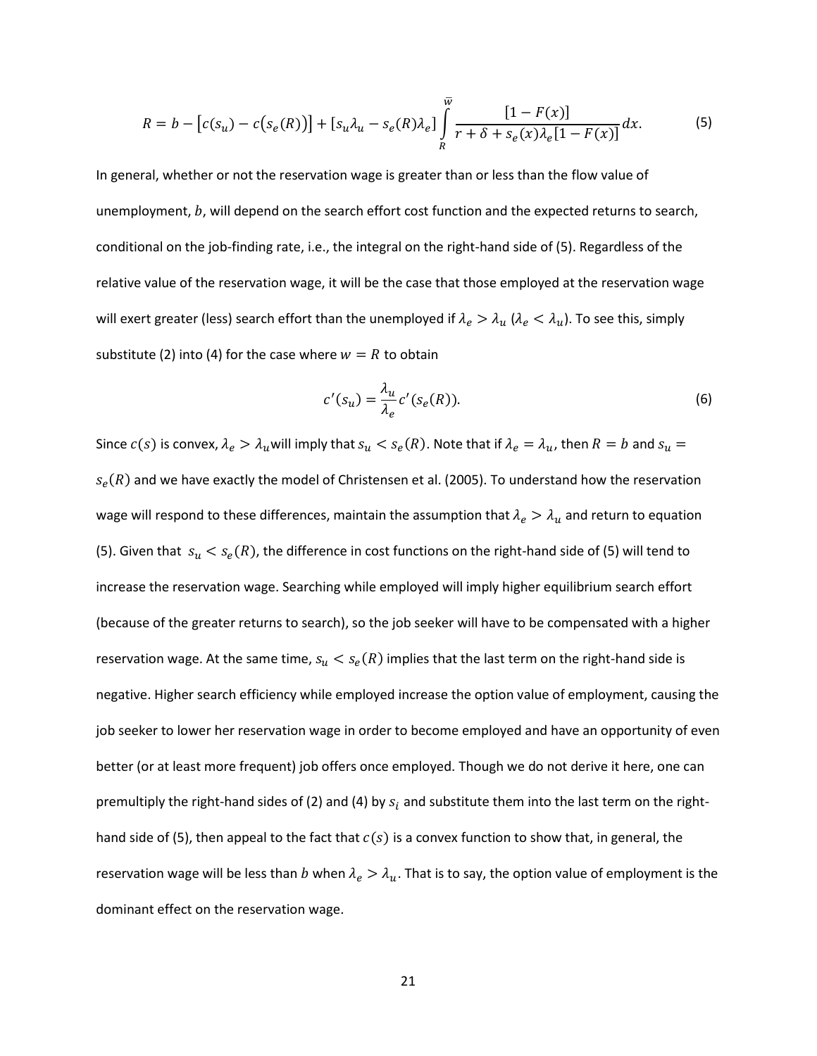$$R = b - \left[c(s_u) - c\big(s_e(R)\big)\right] + \left[s_u\lambda_u - s_e(R)\lambda_e\right] \int_R^{\bar{w}} \frac{[1 - F(x)]}{r + \delta + s_e(x)\lambda_e[1 - F(x)]} dx. \tag{5}$$

In general, whether or not the reservation wage is greater than or less than the flow value of unemployment, $b$, will depend on the search effort cost function and the expected returns to search, conditional on the job-finding rate, i.e., the integral on the right-hand side of (5). Regardless of the relative value of the reservation wage, it will be the case that those employed at the reservation wage will exert greater (less) search effort than the unemployed if $\lambda_e > \lambda_u$ ($\lambda_e < \lambda_u$). To see this, simply substitute (2) into (4) for the case where $w = R$ to obtain

$$c'(s_u) = \frac{\lambda_u}{\lambda_e} c'(s_e(R)). \tag{6}$$

Since $c(s)$ is convex, $\lambda_e > \lambda_u$ will imply that $s_u < s_e(R)$. Note that if $\lambda_e = \lambda_u$, then $R = b$ and $s_u = s_e(R)$ and we have exactly the model of Christensen et al. (2005). To understand how the reservation wage will respond to these differences, maintain the assumption that $\lambda_e > \lambda_u$ and return to equation (5). Given that $s_u < s_e(R)$, the difference in cost functions on the right-hand side of (5) will tend to increase the reservation wage. Searching while employed will imply higher equilibrium search effort (because of the greater returns to search), so the job seeker will have to be compensated with a higher reservation wage. At the same time, $s_u < s_e(R)$ implies that the last term on the right-hand side is negative. Higher search efficiency while employed increase the option value of employment, causing the job seeker to lower her reservation wage in order to become employed and have an opportunity of even better (or at least more frequent) job offers once employed. Though we do not derive it here, one can premultiply the right-hand sides of (2) and (4) by $s_i$ and substitute them into the last term on the right-hand side of (5), then appeal to the fact that $c(s)$ is a convex function to show that, in general, the reservation wage will be less than $b$ when $\lambda_e > \lambda_u$. That is to say, the option value of employment is the dominant effect on the reservation wage.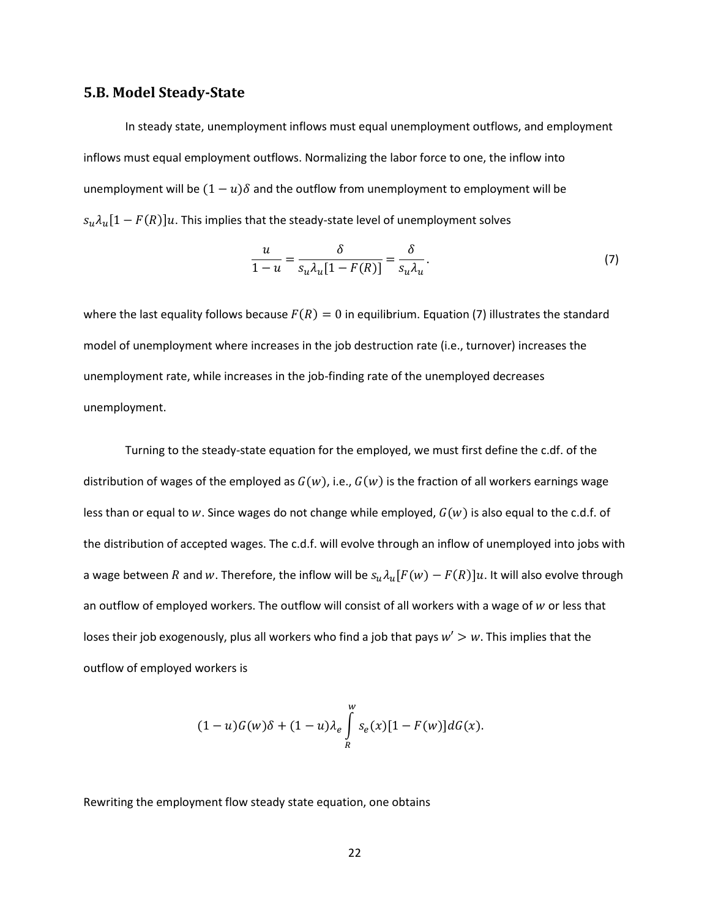### 5.B. Model Steady-State

In steady state, unemployment inflows must equal unemployment outflows, and employment inflows must equal employment outflows. Normalizing the labor force to one, the inflow into unemployment will be $(1-u)\delta$ and the outflow from unemployment to employment will be $s_u\lambda_u[1-F(R)]u$. This implies that the steady-state level of unemployment solves

$$\frac{u}{1-u} = \frac{\delta}{s_u\lambda_u[1-F(R)]} = \frac{\delta}{s_u\lambda_u}. \tag{7}$$

where the last equality follows because $F(R) = 0$ in equilibrium. Equation (7) illustrates the standard model of unemployment where increases in the job destruction rate (i.e., turnover) increases the unemployment rate, while increases in the job-finding rate of the unemployed decreases unemployment.

Turning to the steady-state equation for the employed, we must first define the c.df. of the distribution of wages of the employed as $G(w)$, i.e., $G(w)$ is the fraction of all workers earnings wage less than or equal to $w$. Since wages do not change while employed, $G(w)$ is also equal to the c.d.f. of the distribution of accepted wages. The c.d.f. will evolve through an inflow of unemployed into jobs with a wage between $R$ and $w$. Therefore, the inflow will be $s_u\lambda_u[F(w)-F(R)]u$. It will also evolve through an outflow of employed workers. The outflow will consist of all workers with a wage of $w$ or less that loses their job exogenously, plus all workers who find a job that pays $w' > w$. This implies that the outflow of employed workers is

$$(1-u)G(w)\delta + (1-u)\lambda_e \int_R^w s_e(x)[1-F(w)]dG(x).$$

Rewriting the employment flow steady state equation, one obtains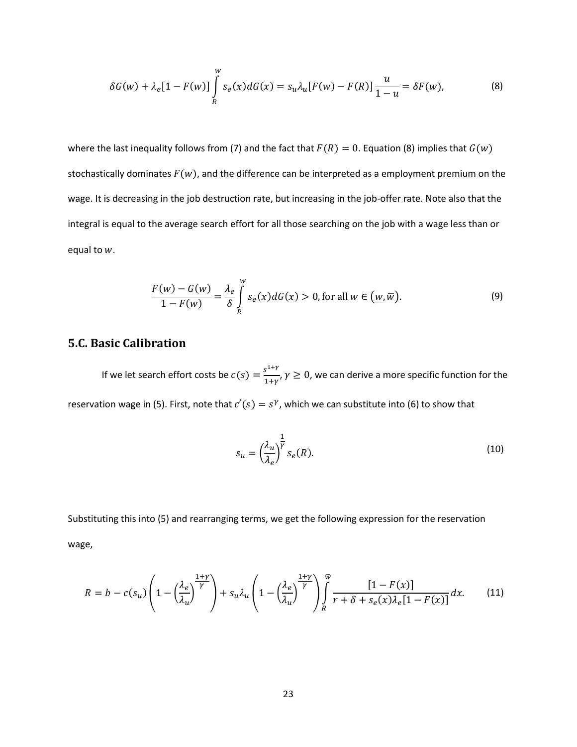$$\delta G(w) + \lambda_e[1 - F(w)] \int_R^w s_e(x) dG(x) = s_u \lambda_u [F(w) - F(R)] \frac{u}{1-u} = \delta F(w), \tag{8}$$

where the last inequality follows from (7) and the fact that $F(R) = 0$. Equation (8) implies that $G(w)$ stochastically dominates $F(w)$, and the difference can be interpreted as a employment premium on the wage. It is decreasing in the job destruction rate, but increasing in the job-offer rate. Note also that the integral is equal to the average search effort for all those searching on the job with a wage less than or equal to $w$.

$$\frac{F(w) - G(w)}{1 - F(w)} = \frac{\lambda_e}{\delta} \int_R^w s_e(x) dG(x) > 0, \text{for all } w \in (\underline{w}, \overline{w}). \tag{9}$$

## 5.C. Basic Calibration

If we let search effort costs be $c(s) = \frac{s^{1+\gamma}}{1+\gamma}, \gamma \geq 0$, we can derive a more specific function for the reservation wage in (5). First, note that $c'(s) = s^{\gamma}$, which we can substitute into (6) to show that

$$s_u = \left(\frac{\lambda_u}{\lambda_e}\right)^{\frac{1}{\gamma}} s_e(R). \tag{10}$$

Substituting this into (5) and rearranging terms, we get the following expression for the reservation wage,

$$R = b - c(s_u)\left(1 - \left(\frac{\lambda_e}{\lambda_u}\right)^{\frac{1+\gamma}{\gamma}}\right) + s_u \lambda_u \left(1 - \left(\frac{\lambda_e}{\lambda_u}\right)^{\frac{1+\gamma}{\gamma}}\right) \int_R^{\overline{w}} \frac{[1 - F(x)]}{r + \delta + s_e(x)\lambda_e[1 - F(x)]} dx. \tag{11}$$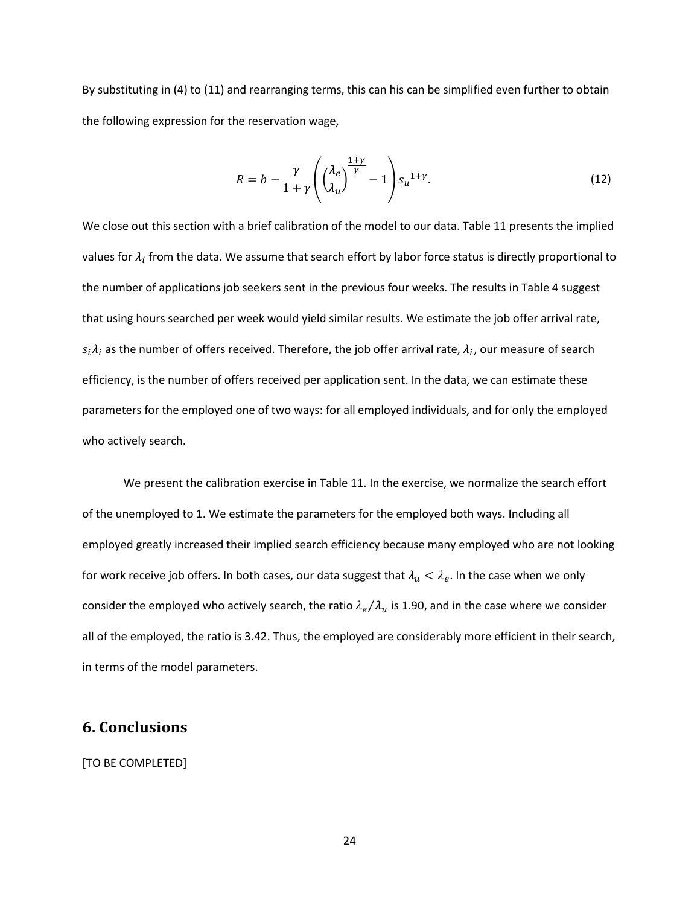By substituting in (4) to (11) and rearranging terms, this can his can be simplified even further to obtain the following expression for the reservation wage,

$$R = b - \frac{\gamma}{1+\gamma}\left(\left(\frac{\lambda_e}{\lambda_u}\right)^{\frac{1+\gamma}{\gamma}} - 1\right) {s_u}^{1+\gamma}. \tag{12}$$

We close out this section with a brief calibration of the model to our data. Table 11 presents the implied values for $\lambda_i$ from the data. We assume that search effort by labor force status is directly proportional to the number of applications job seekers sent in the previous four weeks. The results in Table 4 suggest that using hours searched per week would yield similar results. We estimate the job offer arrival rate, $s_i\lambda_i$ as the number of offers received. Therefore, the job offer arrival rate, $\lambda_i$, our measure of search efficiency, is the number of offers received per application sent. In the data, we can estimate these parameters for the employed one of two ways: for all employed individuals, and for only the employed who actively search.

We present the calibration exercise in Table 11. In the exercise, we normalize the search effort of the unemployed to 1. We estimate the parameters for the employed both ways. Including all employed greatly increased their implied search efficiency because many employed who are not looking for work receive job offers. In both cases, our data suggest that $\lambda_u < \lambda_e$. In the case when we only consider the employed who actively search, the ratio $\lambda_e/\lambda_u$ is 1.90, and in the case where we consider all of the employed, the ratio is 3.42. Thus, the employed are considerably more efficient in their search, in terms of the model parameters.

## 6. Conclusions

[TO BE COMPLETED]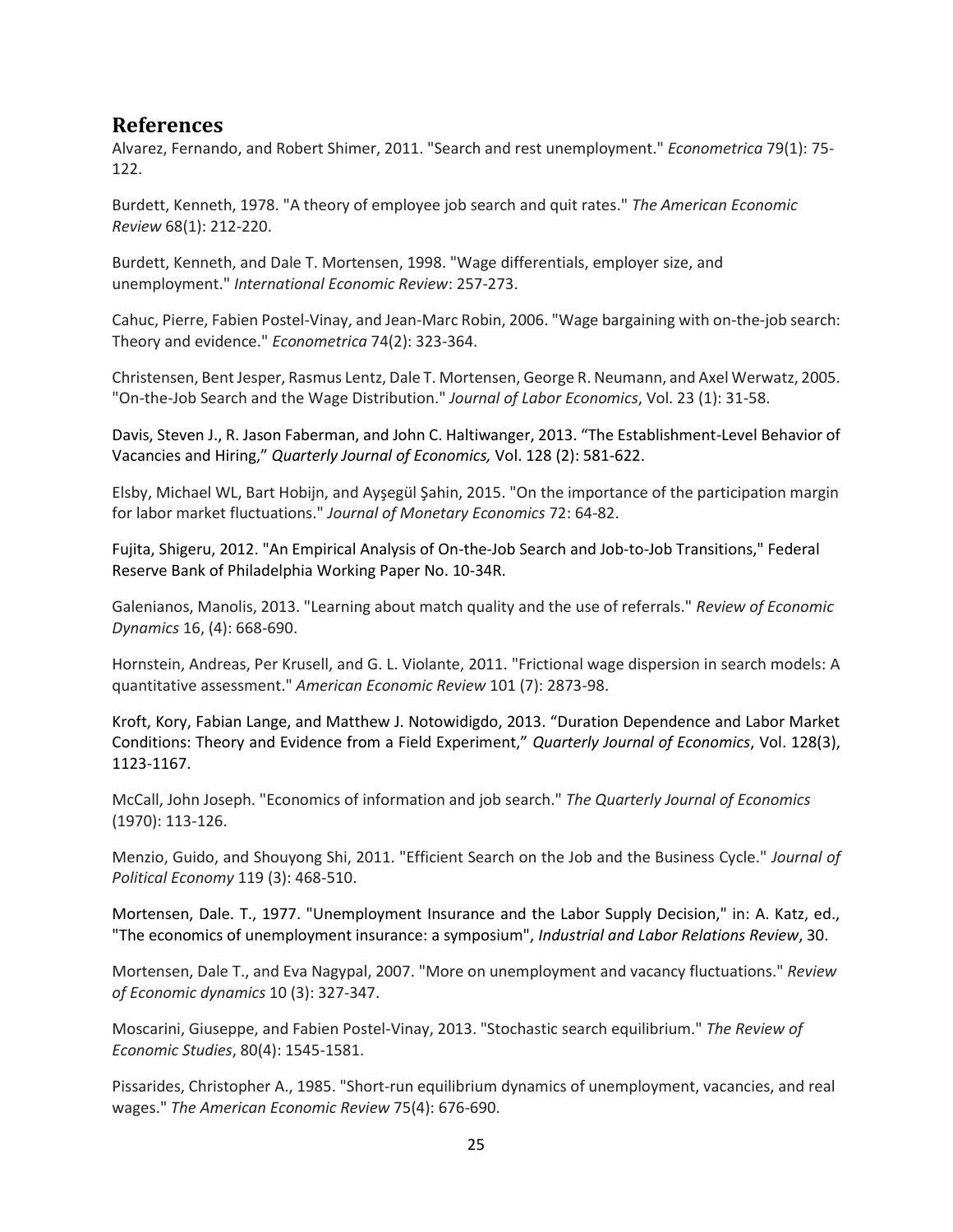## References

Alvarez, Fernando, and Robert Shimer, 2011. "Search and rest unemployment." *Econometrica* 79(1): 75-122.

Burdett, Kenneth, 1978. "A theory of employee job search and quit rates." *The American Economic Review* 68(1): 212-220.

Burdett, Kenneth, and Dale T. Mortensen, 1998. "Wage differentials, employer size, and unemployment." *International Economic Review*: 257-273.

Cahuc, Pierre, Fabien Postel-Vinay, and Jean-Marc Robin, 2006. "Wage bargaining with on-the-job search: Theory and evidence." *Econometrica* 74(2): 323-364.

Christensen, Bent Jesper, Rasmus Lentz, Dale T. Mortensen, George R. Neumann, and Axel Werwatz, 2005. "On-the-Job Search and the Wage Distribution." *Journal of Labor Economics*, Vol. 23 (1): 31-58.

Davis, Steven J., R. Jason Faberman, and John C. Haltiwanger, 2013. "The Establishment-Level Behavior of Vacancies and Hiring," *Quarterly Journal of Economics,* Vol. 128 (2): 581-622.

Elsby, Michael WL, Bart Hobijn, and Ayşegül Şahin, 2015. "On the importance of the participation margin for labor market fluctuations." *Journal of Monetary Economics* 72: 64-82.

Fujita, Shigeru, 2012. "An Empirical Analysis of On-the-Job Search and Job-to-Job Transitions," Federal Reserve Bank of Philadelphia Working Paper No. 10-34R.

Galenianos, Manolis, 2013. "Learning about match quality and the use of referrals." *Review of Economic Dynamics* 16, (4): 668-690.

Hornstein, Andreas, Per Krusell, and G. L. Violante, 2011. "Frictional wage dispersion in search models: A quantitative assessment." *American Economic Review* 101 (7): 2873-98.

Kroft, Kory, Fabian Lange, and Matthew J. Notowidigdo, 2013. "Duration Dependence and Labor Market Conditions: Theory and Evidence from a Field Experiment," *Quarterly Journal of Economics*, Vol. 128(3), 1123-1167.

McCall, John Joseph. "Economics of information and job search." *The Quarterly Journal of Economics* (1970): 113-126.

Menzio, Guido, and Shouyong Shi, 2011. "Efficient Search on the Job and the Business Cycle." *Journal of Political Economy* 119 (3): 468-510.

Mortensen, Dale. T., 1977. "Unemployment Insurance and the Labor Supply Decision," in: A. Katz, ed., "The economics of unemployment insurance: a symposium", *Industrial and Labor Relations Review*, 30.

Mortensen, Dale T., and Eva Nagypal, 2007. "More on unemployment and vacancy fluctuations." *Review of Economic dynamics* 10 (3): 327-347.

Moscarini, Giuseppe, and Fabien Postel-Vinay, 2013. "Stochastic search equilibrium." *The Review of Economic Studies*, 80(4): 1545-1581.

Pissarides, Christopher A., 1985. "Short-run equilibrium dynamics of unemployment, vacancies, and real wages." *The American Economic Review* 75(4): 676-690.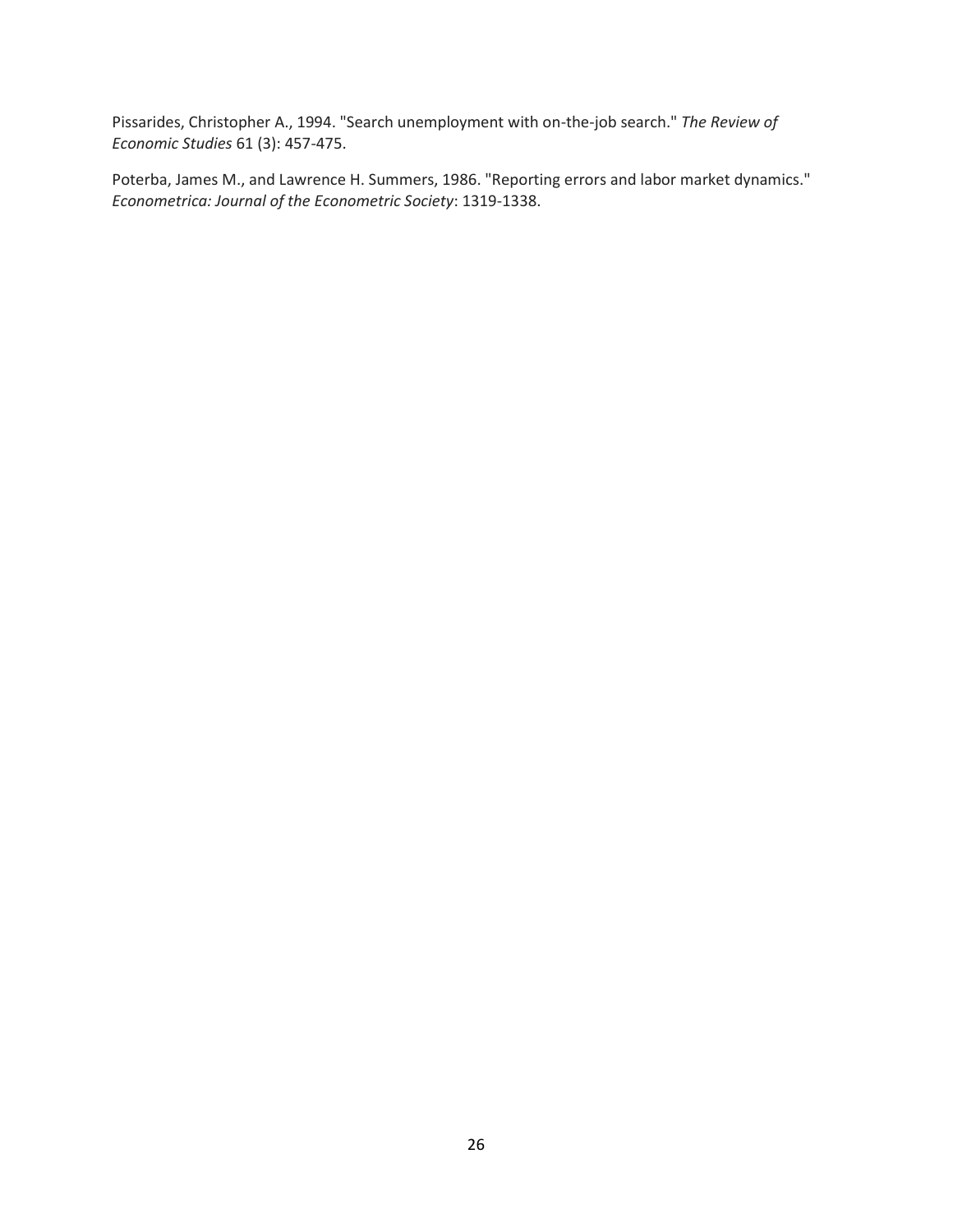Pissarides, Christopher A., 1994. "Search unemployment with on-the-job search." *The Review of Economic Studies* 61 (3): 457-475.

Poterba, James M., and Lawrence H. Summers, 1986. "Reporting errors and labor market dynamics." *Econometrica: Journal of the Econometric Society*: 1319-1338.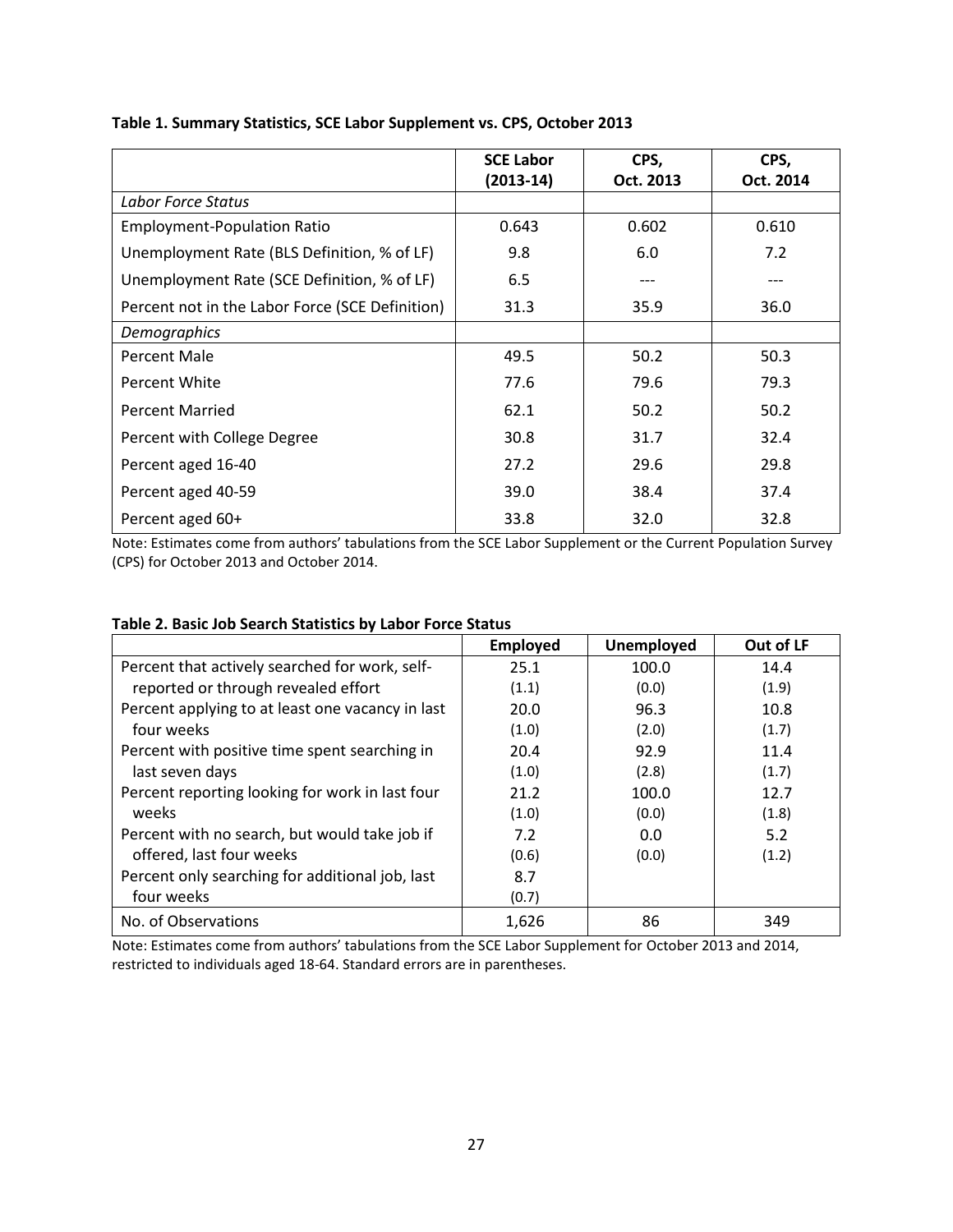**Table 1. Summary Statistics, SCE Labor Supplement vs. CPS, October 2013**

| | **SCE Labor (2013-14)** | **CPS, Oct. 2013** | **CPS, Oct. 2014** |
|---|---|---|---|
| *Labor Force Status* | | | |
| Employment-Population Ratio | 0.643 | 0.602 | 0.610 |
| Unemployment Rate (BLS Definition, % of LF) | 9.8 | 6.0 | 7.2 |
| Unemployment Rate (SCE Definition, % of LF) | 6.5 | --- | --- |
| Percent not in the Labor Force (SCE Definition) | 31.3 | 35.9 | 36.0 |
| *Demographics* | | | |
| Percent Male | 49.5 | 50.2 | 50.3 |
| Percent White | 77.6 | 79.6 | 79.3 |
| Percent Married | 62.1 | 50.2 | 50.2 |
| Percent with College Degree | 30.8 | 31.7 | 32.4 |
| Percent aged 16-40 | 27.2 | 29.6 | 29.8 |
| Percent aged 40-59 | 39.0 | 38.4 | 37.4 |
| Percent aged 60+ | 33.8 | 32.0 | 32.8 |

Note: Estimates come from authors' tabulations from the SCE Labor Supplement or the Current Population Survey (CPS) for October 2013 and October 2014.

**Table 2. Basic Job Search Statistics by Labor Force Status**

| | **Employed** | **Unemployed** | **Out of LF** |
|---|---|---|---|
| Percent that actively searched for work, self-reported or through revealed effort | 25.1 | 100.0 | 14.4 |
| | (1.1) | (0.0) | (1.9) |
| Percent applying to at least one vacancy in last four weeks | 20.0 | 96.3 | 10.8 |
| | (1.0) | (2.0) | (1.7) |
| Percent with positive time spent searching in last seven days | 20.4 | 92.9 | 11.4 |
| | (1.0) | (2.8) | (1.7) |
| Percent reporting looking for work in last four weeks | 21.2 | 100.0 | 12.7 |
| | (1.0) | (0.0) | (1.8) |
| Percent with no search, but would take job if offered, last four weeks | 7.2 | 0.0 | 5.2 |
| | (0.6) | (0.0) | (1.2) |
| Percent only searching for additional job, last four weeks | 8.7 | | |
| | (0.7) | | |
| No. of Observations | 1,626 | 86 | 349 |

Note: Estimates come from authors' tabulations from the SCE Labor Supplement for October 2013 and 2014, restricted to individuals aged 18-64. Standard errors are in parentheses.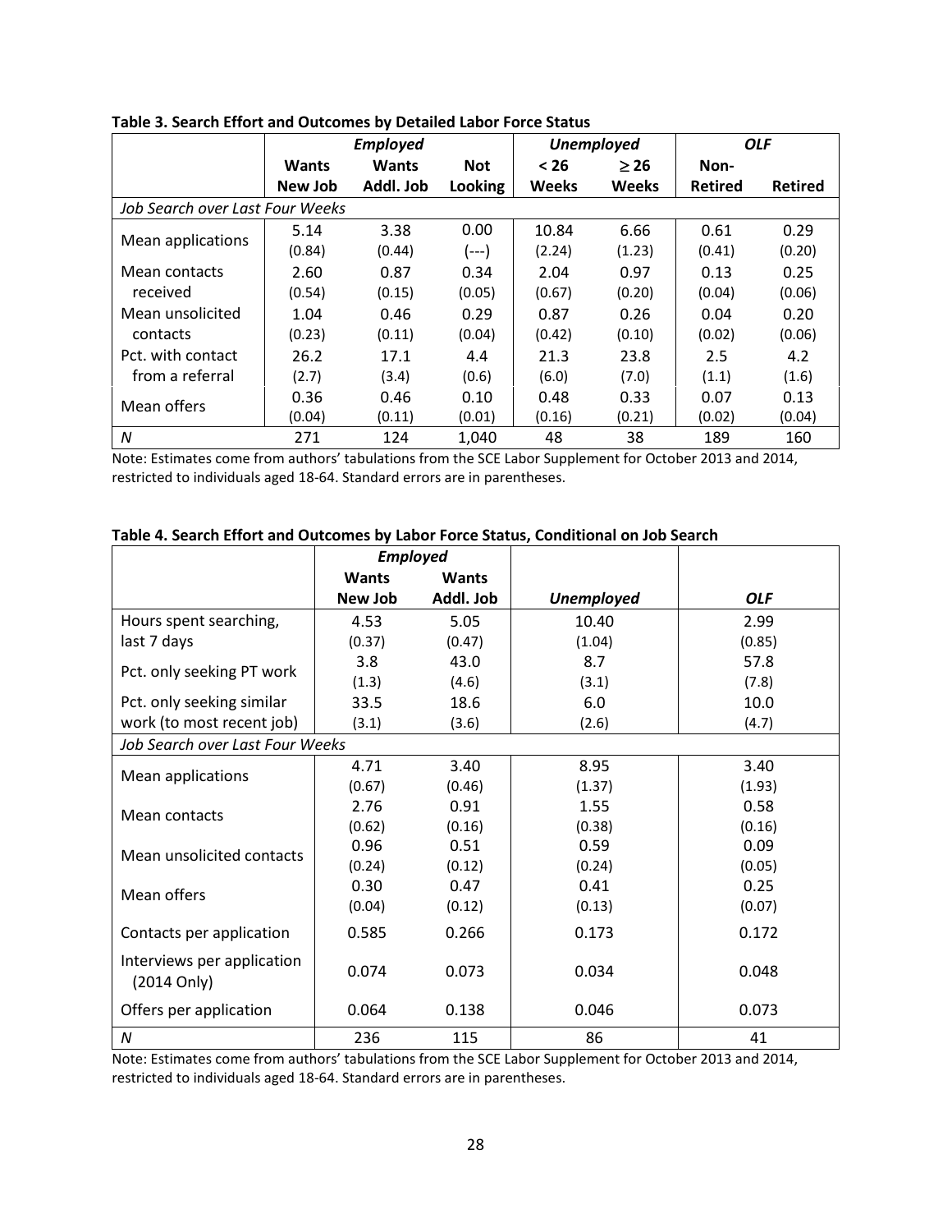**Table 3. Search Effort and Outcomes by Detailed Labor Force Status**

| | *Employed* | | | *Unemployed* | | *OLF* | |
|---|---|---|---|---|---|---|---|
| | **Wants New Job** | **Wants Addl. Job** | **Not Looking** | **< 26 Weeks** | **$\geq$ 26 Weeks** | **Non-Retired** | **Retired** |
| *Job Search over Last Four Weeks* | | | | | | | |
| Mean applications | 5.14 | 3.38 | 0.00 | 10.84 | 6.66 | 0.61 | 0.29 |
| | (0.84) | (0.44) | (---) | (2.24) | (1.23) | (0.41) | (0.20) |
| Mean contacts received | 2.60 | 0.87 | 0.34 | 2.04 | 0.97 | 0.13 | 0.25 |
| | (0.54) | (0.15) | (0.05) | (0.67) | (0.20) | (0.04) | (0.06) |
| Mean unsolicited contacts | 1.04 | 0.46 | 0.29 | 0.87 | 0.26 | 0.04 | 0.20 |
| | (0.23) | (0.11) | (0.04) | (0.42) | (0.10) | (0.02) | (0.06) |
| Pct. with contact from a referral | 26.2 | 17.1 | 4.4 | 21.3 | 23.8 | 2.5 | 4.2 |
| | (2.7) | (3.4) | (0.6) | (6.0) | (7.0) | (1.1) | (1.6) |
| Mean offers | 0.36 | 0.46 | 0.10 | 0.48 | 0.33 | 0.07 | 0.13 |
| | (0.04) | (0.11) | (0.01) | (0.16) | (0.21) | (0.02) | (0.04) |
| *N* | 271 | 124 | 1,040 | 48 | 38 | 189 | 160 |

Note: Estimates come from authors' tabulations from the SCE Labor Supplement for October 2013 and 2014, restricted to individuals aged 18-64. Standard errors are in parentheses.

**Table 4. Search Effort and Outcomes by Labor Force Status, Conditional on Job Search**

| | *Employed* | | | |
|---|---|---|---|---|
| | **Wants New Job** | **Wants Addl. Job** | ***Unemployed*** | ***OLF*** |
| Hours spent searching, last 7 days | 4.53 | 5.05 | 10.40 | 2.99 |
| | (0.37) | (0.47) | (1.04) | (0.85) |
| Pct. only seeking PT work | 3.8 | 43.0 | 8.7 | 57.8 |
| | (1.3) | (4.6) | (3.1) | (7.8) |
| Pct. only seeking similar work (to most recent job) | 33.5 | 18.6 | 6.0 | 10.0 |
| | (3.1) | (3.6) | (2.6) | (4.7) |
| *Job Search over Last Four Weeks* | | | | |
| Mean applications | 4.71 | 3.40 | 8.95 | 3.40 |
| | (0.67) | (0.46) | (1.37) | (1.93) |
| Mean contacts | 2.76 | 0.91 | 1.55 | 0.58 |
| | (0.62) | (0.16) | (0.38) | (0.16) |
| Mean unsolicited contacts | 0.96 | 0.51 | 0.59 | 0.09 |
| | (0.24) | (0.12) | (0.24) | (0.05) |
| Mean offers | 0.30 | 0.47 | 0.41 | 0.25 |
| | (0.04) | (0.12) | (0.13) | (0.07) |
| Contacts per application | 0.585 | 0.266 | 0.173 | 0.172 |
| Interviews per application (2014 Only) | 0.074 | 0.073 | 0.034 | 0.048 |
| Offers per application | 0.064 | 0.138 | 0.046 | 0.073 |
| *N* | 236 | 115 | 86 | 41 |

Note: Estimates come from authors' tabulations from the SCE Labor Supplement for October 2013 and 2014, restricted to individuals aged 18-64. Standard errors are in parentheses.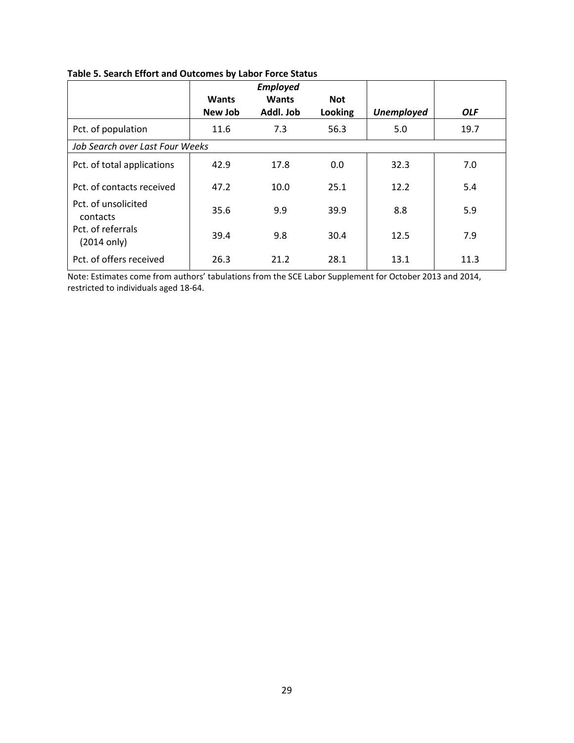**Table 5. Search Effort and Outcomes by Labor Force Status**

| | *Employed* | | | | |
|---|---|---|---|---|---|
| | **Wants New Job** | **Wants Addl. Job** | **Not Looking** | ***Unemployed*** | ***OLF*** |
| Pct. of population | 11.6 | 7.3 | 56.3 | 5.0 | 19.7 |
| *Job Search over Last Four Weeks* | | | | | |
| Pct. of total applications | 42.9 | 17.8 | 0.0 | 32.3 | 7.0 |
| Pct. of contacts received | 47.2 | 10.0 | 25.1 | 12.2 | 5.4 |
| Pct. of unsolicited contacts | 35.6 | 9.9 | 39.9 | 8.8 | 5.9 |
| Pct. of referrals (2014 only) | 39.4 | 9.8 | 30.4 | 12.5 | 7.9 |
| Pct. of offers received | 26.3 | 21.2 | 28.1 | 13.1 | 11.3 |

Note: Estimates come from authors' tabulations from the SCE Labor Supplement for October 2013 and 2014, restricted to individuals aged 18-64.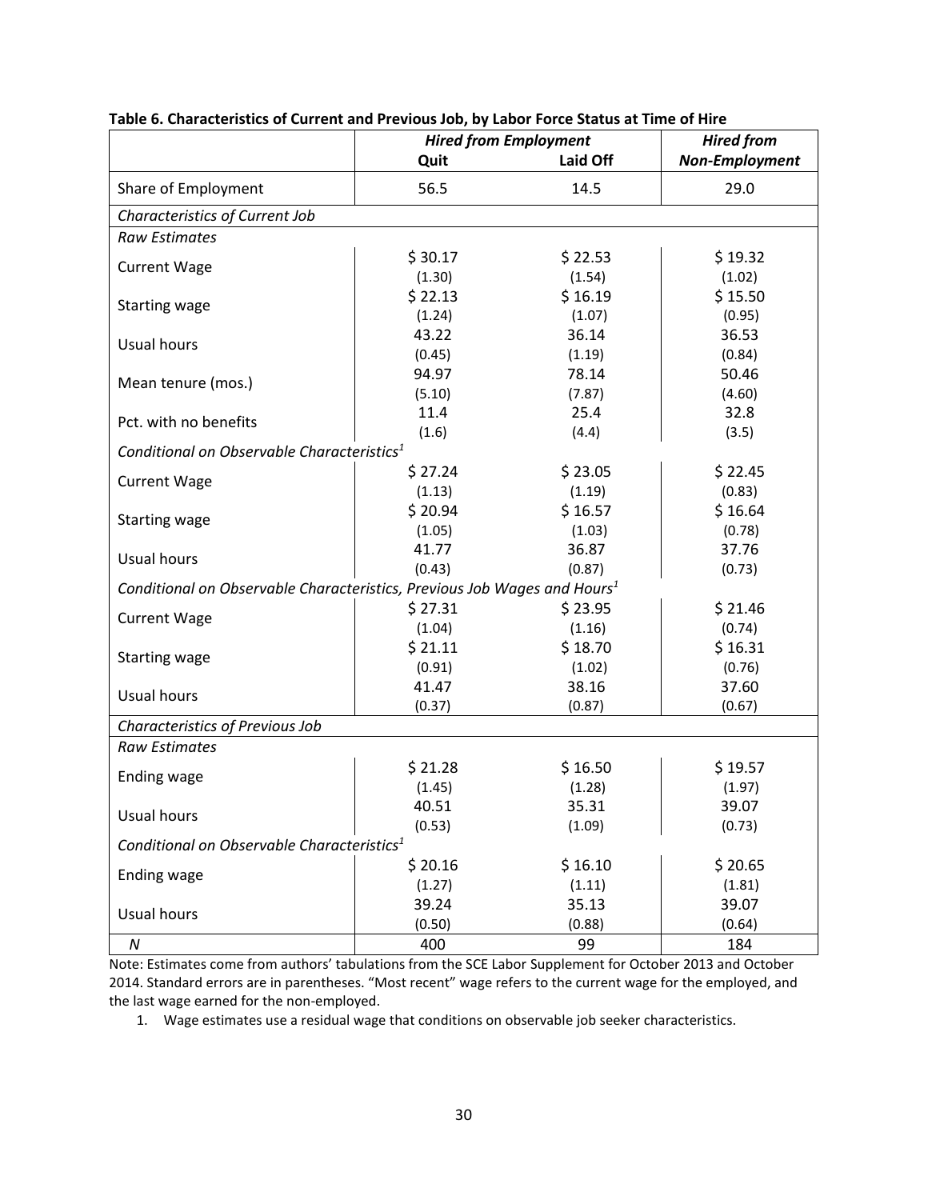**Table 6. Characteristics of Current and Previous Job, by Labor Force Status at Time of Hire**

| | *Hired from Employment* | | *Hired from* |
|---|---|---|---|
| | **Quit** | **Laid Off** | ***Non-Employment*** |
| Share of Employment | 56.5 | 14.5 | 29.0 |
| *Characteristics of Current Job* | | | |
| *Raw Estimates* | | | |
| Current Wage | $ 30.17 | $ 22.53 | $ 19.32 |
| | (1.30) | (1.54) | (1.02) |
| Starting wage | $ 22.13 | $ 16.19 | $ 15.50 |
| | (1.24) | (1.07) | (0.95) |
| Usual hours | 43.22 | 36.14 | 36.53 |
| | (0.45) | (1.19) | (0.84) |
| Mean tenure (mos.) | 94.97 | 78.14 | 50.46 |
| | (5.10) | (7.87) | (4.60) |
| Pct. with no benefits | 11.4 | 25.4 | 32.8 |
| | (1.6) | (4.4) | (3.5) |
| *Conditional on Observable Characteristics[1]* | | | |
| Current Wage | $ 27.24 | $ 23.05 | $ 22.45 |
| | (1.13) | (1.19) | (0.83) |
| Starting wage | $ 20.94 | $ 16.57 | $ 16.64 |
| | (1.05) | (1.03) | (0.78) |
| Usual hours | 41.77 | 36.87 | 37.76 |
| | (0.43) | (0.87) | (0.73) |
| *Conditional on Observable Characteristics, Previous Job Wages and Hours[1]* | | | |
| Current Wage | $ 27.31 | $ 23.95 | $ 21.46 |
| | (1.04) | (1.16) | (0.74) |
| Starting wage | $ 21.11 | $ 18.70 | $ 16.31 |
| | (0.91) | (1.02) | (0.76) |
| Usual hours | 41.47 | 38.16 | 37.60 |
| | (0.37) | (0.87) | (0.67) |
| *Characteristics of Previous Job* | | | |
| *Raw Estimates* | | | |
| Ending wage | $ 21.28 | $ 16.50 | $ 19.57 |
| | (1.45) | (1.28) | (1.97) |
| Usual hours | 40.51 | 35.31 | 39.07 |
| | (0.53) | (1.09) | (0.73) |
| *Conditional on Observable Characteristics[1]* | | | |
| Ending wage | $ 20.16 | $ 16.10 | $ 20.65 |
| | (1.27) | (1.11) | (1.81) |
| Usual hours | 39.24 | 35.13 | 39.07 |
| | (0.50) | (0.88) | (0.64) |
| *N* | 400 | 99 | 184 |

Note: Estimates come from authors' tabulations from the SCE Labor Supplement for October 2013 and October 2014. Standard errors are in parentheses. "Most recent" wage refers to the current wage for the employed, and the last wage earned for the non-employed.

1. Wage estimates use a residual wage that conditions on observable job seeker characteristics.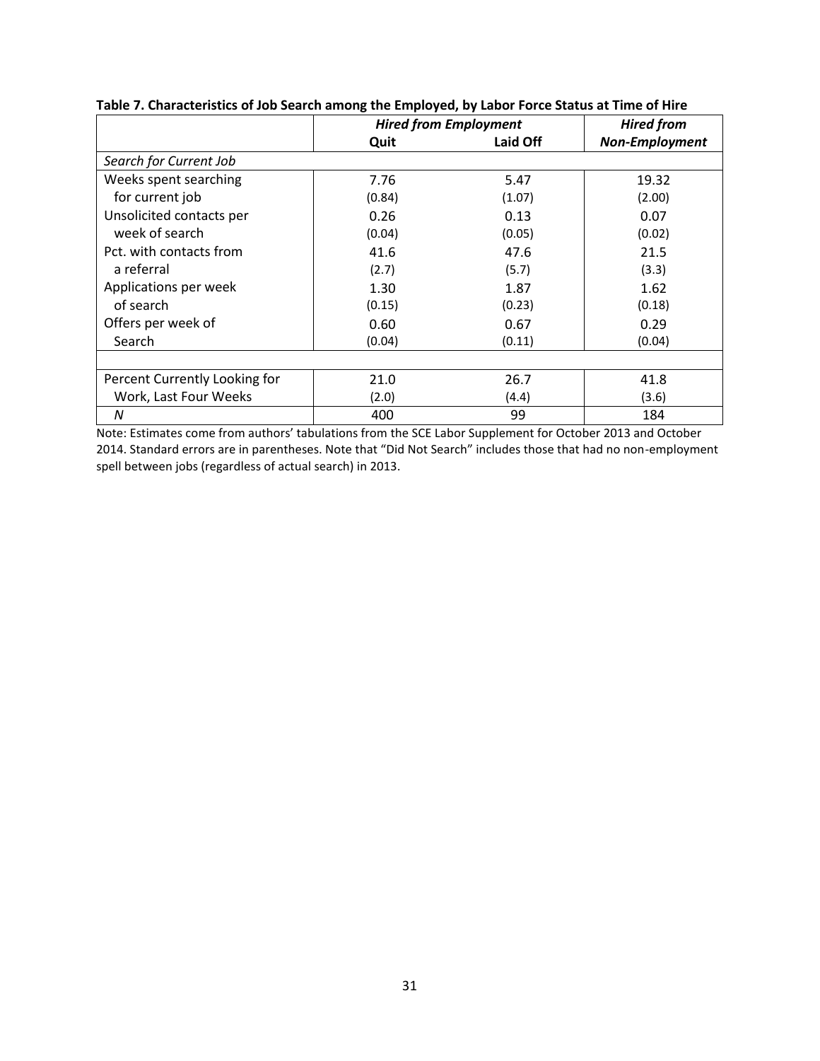**Table 7. Characteristics of Job Search among the Employed, by Labor Force Status at Time of Hire**

| | *Hired from Employment* | | *Hired from* |
|---|---|---|---|
| | **Quit** | **Laid Off** | ***Non-Employment*** |
| *Search for Current Job* | | | |
| Weeks spent searching for current job | 7.76 | 5.47 | 19.32 |
| | (0.84) | (1.07) | (2.00) |
| Unsolicited contacts per week of search | 0.26 | 0.13 | 0.07 |
| | (0.04) | (0.05) | (0.02) |
| Pct. with contacts from a referral | 41.6 | 47.6 | 21.5 |
| | (2.7) | (5.7) | (3.3) |
| Applications per week of search | 1.30 | 1.87 | 1.62 |
| | (0.15) | (0.23) | (0.18) |
| Offers per week of Search | 0.60 | 0.67 | 0.29 |
| | (0.04) | (0.11) | (0.04) |
| | | | |
| Percent Currently Looking for Work, Last Four Weeks | 21.0 | 26.7 | 41.8 |
| | (2.0) | (4.4) | (3.6) |
| *N* | 400 | 99 | 184 |

Note: Estimates come from authors' tabulations from the SCE Labor Supplement for October 2013 and October 2014. Standard errors are in parentheses. Note that "Did Not Search" includes those that had no non-employment spell between jobs (regardless of actual search) in 2013.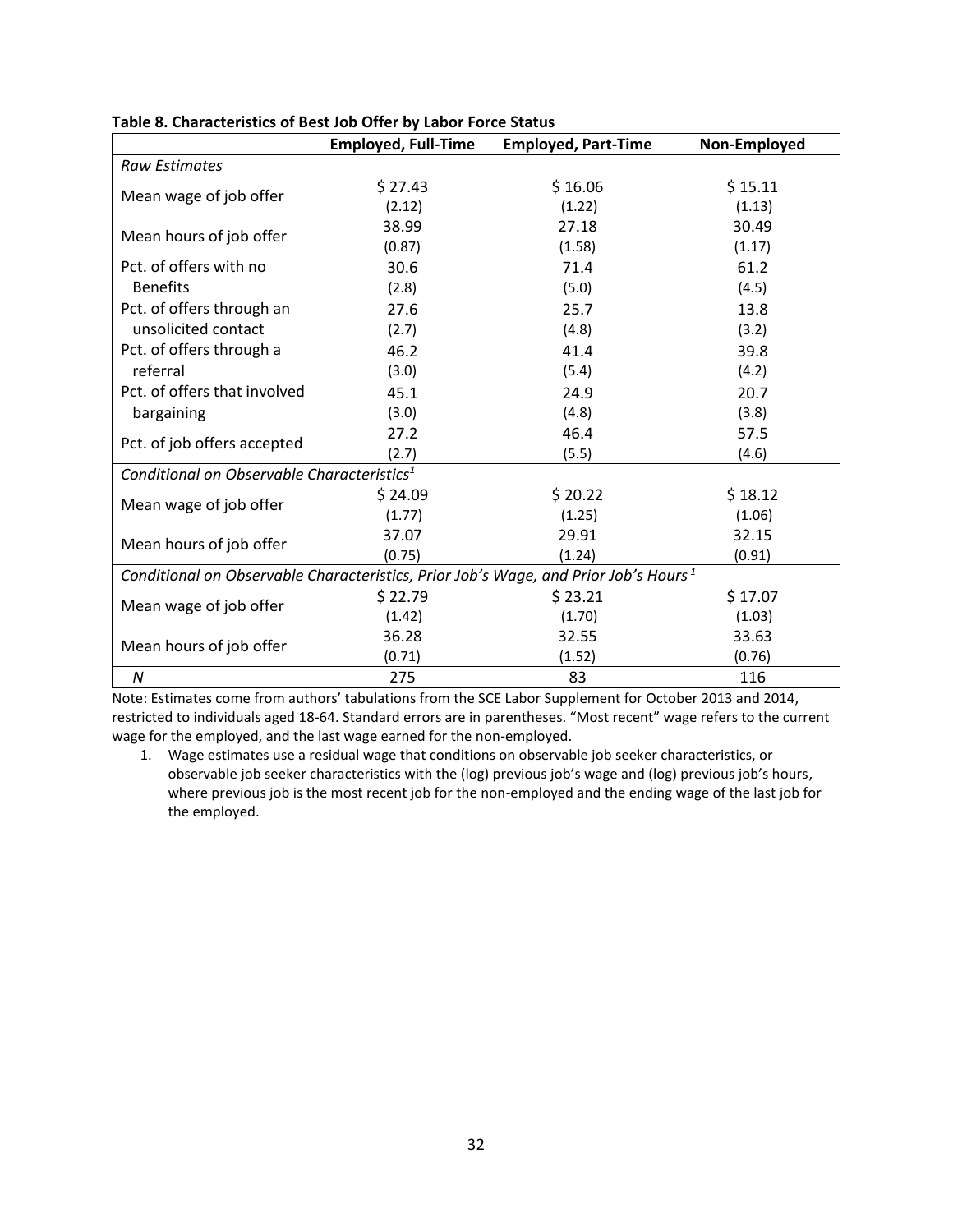**Table 8. Characteristics of Best Job Offer by Labor Force Status**

| | Employed, Full-Time | Employed, Part-Time | Non-Employed |
|---|---|---|---|
| *Raw Estimates* | | | |
| Mean wage of job offer | $ 27.43 | $ 16.06 | $ 15.11 |
| | (2.12) | (1.22) | (1.13) |
| Mean hours of job offer | 38.99 | 27.18 | 30.49 |
| | (0.87) | (1.58) | (1.17) |
| Pct. of offers with no Benefits | 30.6 | 71.4 | 61.2 |
| | (2.8) | (5.0) | (4.5) |
| Pct. of offers through an unsolicited contact | 27.6 | 25.7 | 13.8 |
| | (2.7) | (4.8) | (3.2) |
| Pct. of offers through a referral | 46.2 | 41.4 | 39.8 |
| | (3.0) | (5.4) | (4.2) |
| Pct. of offers that involved bargaining | 45.1 | 24.9 | 20.7 |
| | (3.0) | (4.8) | (3.8) |
| Pct. of job offers accepted | 27.2 | 46.4 | 57.5 |
| | (2.7) | (5.5) | (4.6) |
| *Conditional on Observable Characteristics*[1] | | | |
| Mean wage of job offer | $ 24.09 | $ 20.22 | $ 18.12 |
| | (1.77) | (1.25) | (1.06) |
| Mean hours of job offer | 37.07 | 29.91 | 32.15 |
| | (0.75) | (1.24) | (0.91) |
| *Conditional on Observable Characteristics, Prior Job's Wage, and Prior Job's Hours*[1] | | | |
| Mean wage of job offer | $ 22.79 | $ 23.21 | $ 17.07 |
| | (1.42) | (1.70) | (1.03) |
| Mean hours of job offer | 36.28 | 32.55 | 33.63 |
| | (0.71) | (1.52) | (0.76) |
| *N* | 275 | 83 | 116 |

Note: Estimates come from authors' tabulations from the SCE Labor Supplement for October 2013 and 2014, restricted to individuals aged 18-64. Standard errors are in parentheses. "Most recent" wage refers to the current wage for the employed, and the last wage earned for the non-employed.

1. Wage estimates use a residual wage that conditions on observable job seeker characteristics, or observable job seeker characteristics with the (log) previous job's wage and (log) previous job's hours, where previous job is the most recent job for the non-employed and the ending wage of the last job for the employed.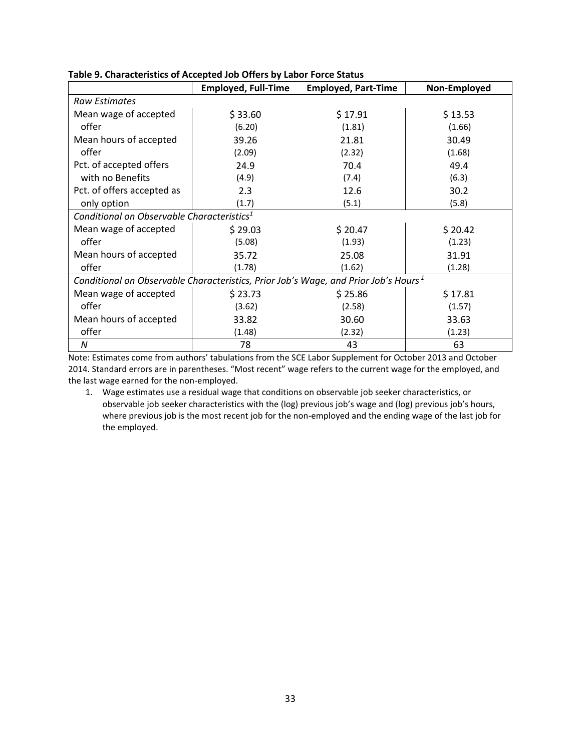**Table 9. Characteristics of Accepted Job Offers by Labor Force Status**

| | Employed, Full-Time | Employed, Part-Time | Non-Employed |
|---|---|---|---|
| *Raw Estimates* | | | |
| Mean wage of accepted offer | $ 33.60 | $ 17.91 | $ 13.53 |
| | (6.20) | (1.81) | (1.66) |
| Mean hours of accepted offer | 39.26 | 21.81 | 30.49 |
| | (2.09) | (2.32) | (1.68) |
| Pct. of accepted offers with no Benefits | 24.9 | 70.4 | 49.4 |
| | (4.9) | (7.4) | (6.3) |
| Pct. of offers accepted as only option | 2.3 | 12.6 | 30.2 |
| | (1.7) | (5.1) | (5.8) |
| *Conditional on Observable Characteristics[1]* | | | |
| Mean wage of accepted offer | $ 29.03 | $ 20.47 | $ 20.42 |
| | (5.08) | (1.93) | (1.23) |
| Mean hours of accepted offer | 35.72 | 25.08 | 31.91 |
| | (1.78) | (1.62) | (1.28) |
| *Conditional on Observable Characteristics, Prior Job's Wage, and Prior Job's Hours[1]* | | | |
| Mean wage of accepted offer | $ 23.73 | $ 25.86 | $ 17.81 |
| | (3.62) | (2.58) | (1.57) |
| Mean hours of accepted offer | 33.82 | 30.60 | 33.63 |
| | (1.48) | (2.32) | (1.23) |
| *N* | 78 | 43 | 63 |

Note: Estimates come from authors' tabulations from the SCE Labor Supplement for October 2013 and October 2014. Standard errors are in parentheses. "Most recent" wage refers to the current wage for the employed, and the last wage earned for the non-employed.

1. Wage estimates use a residual wage that conditions on observable job seeker characteristics, or observable job seeker characteristics with the (log) previous job's wage and (log) previous job's hours, where previous job is the most recent job for the non-employed and the ending wage of the last job for the employed.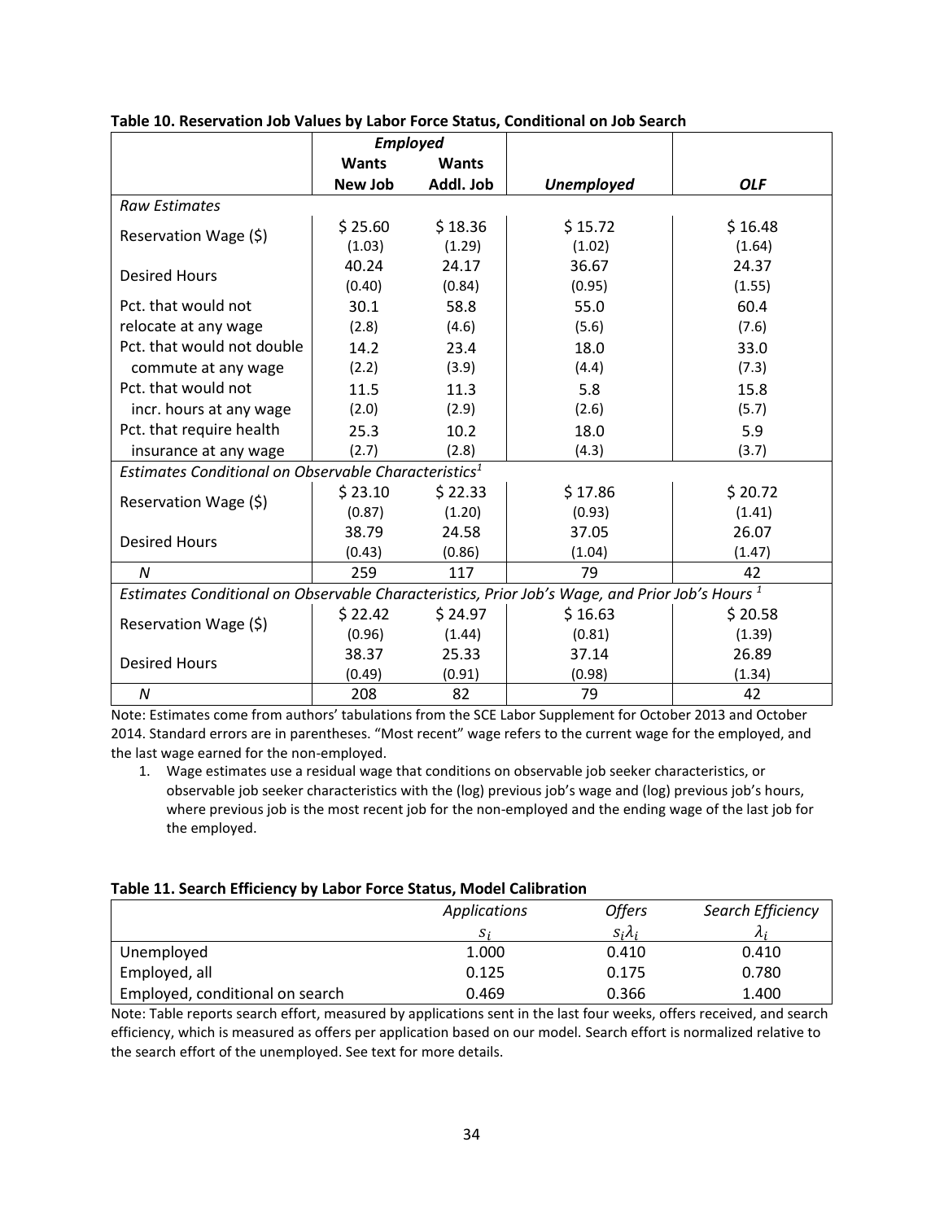**Table 10. Reservation Job Values by Labor Force Status, Conditional on Job Search**

| | *Employed* | | | |
|---|---|---|---|---|
| | **Wants New Job** | **Wants Addl. Job** | ***Unemployed*** | ***OLF*** |
| *Raw Estimates* | | | | |
| Reservation Wage ($) | $ 25.60 | $ 18.36 | $ 15.72 | $ 16.48 |
| | (1.03) | (1.29) | (1.02) | (1.64) |
| Desired Hours | 40.24 | 24.17 | 36.67 | 24.37 |
| | (0.40) | (0.84) | (0.95) | (1.55) |
| Pct. that would not relocate at any wage | 30.1 | 58.8 | 55.0 | 60.4 |
| | (2.8) | (4.6) | (5.6) | (7.6) |
| Pct. that would not double commute at any wage | 14.2 | 23.4 | 18.0 | 33.0 |
| | (2.2) | (3.9) | (4.4) | (7.3) |
| Pct. that would not incr. hours at any wage | 11.5 | 11.3 | 5.8 | 15.8 |
| | (2.0) | (2.9) | (2.6) | (5.7) |
| Pct. that require health insurance at any wage | 25.3 | 10.2 | 18.0 | 5.9 |
| | (2.7) | (2.8) | (4.3) | (3.7) |
| *Estimates Conditional on Observable Characteristics*[1] | | | | |
| Reservation Wage ($) | $ 23.10 | $ 22.33 | $ 17.86 | $ 20.72 |
| | (0.87) | (1.20) | (0.93) | (1.41) |
| Desired Hours | 38.79 | 24.58 | 37.05 | 26.07 |
| | (0.43) | (0.86) | (1.04) | (1.47) |
| *N* | 259 | 117 | 79 | 42 |
| *Estimates Conditional on Observable Characteristics, Prior Job's Wage, and Prior Job's Hours*[1] | | | | |
| Reservation Wage ($) | $ 22.42 | $ 24.97 | $ 16.63 | $ 20.58 |
| | (0.96) | (1.44) | (0.81) | (1.39) |
| Desired Hours | 38.37 | 25.33 | 37.14 | 26.89 |
| | (0.49) | (0.91) | (0.98) | (1.34) |
| *N* | 208 | 82 | 79 | 42 |

Note: Estimates come from authors' tabulations from the SCE Labor Supplement for October 2013 and October 2014. Standard errors are in parentheses. "Most recent" wage refers to the current wage for the employed, and the last wage earned for the non-employed.

1. Wage estimates use a residual wage that conditions on observable job seeker characteristics, or observable job seeker characteristics with the (log) previous job's wage and (log) previous job's hours, where previous job is the most recent job for the non-employed and the ending wage of the last job for the employed.

**Table 11. Search Efficiency by Labor Force Status, Model Calibration**

| | *Applications* $s_i$ | *Offers* $s_i\lambda_i$ | *Search Efficiency* $\lambda_i$ |
|---|---|---|---|
| Unemployed | 1.000 | 0.410 | 0.410 |
| Employed, all | 0.125 | 0.175 | 0.780 |
| Employed, conditional on search | 0.469 | 0.366 | 1.400 |

Note: Table reports search effort, measured by applications sent in the last four weeks, offers received, and search efficiency, which is measured as offers per application based on our model. Search effort is normalized relative to the search effort of the unemployed. See text for more details.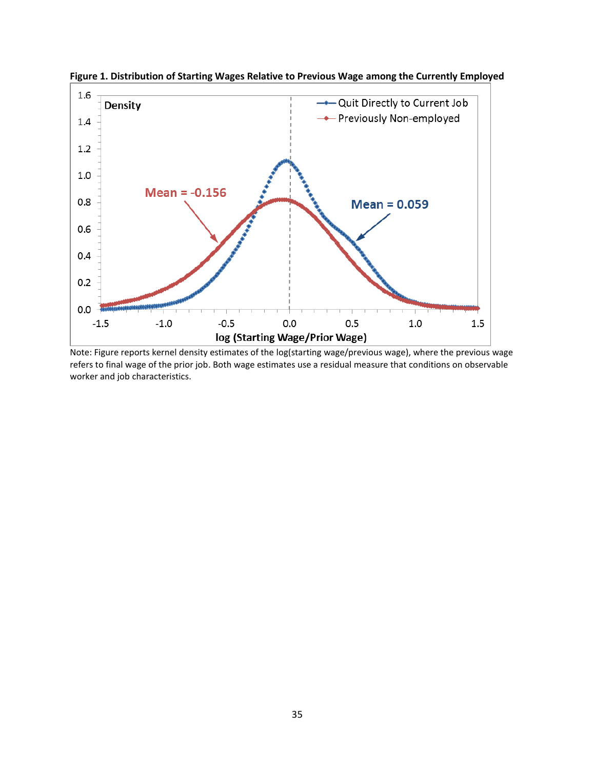**Figure 1. Distribution of Starting Wages Relative to Previous Wage among the Currently Employed**

Note: Figure reports kernel density estimates of the log(starting wage/previous wage), where the previous wage refers to final wage of the prior job. Both wage estimates use a residual measure that conditions on observable worker and job characteristics.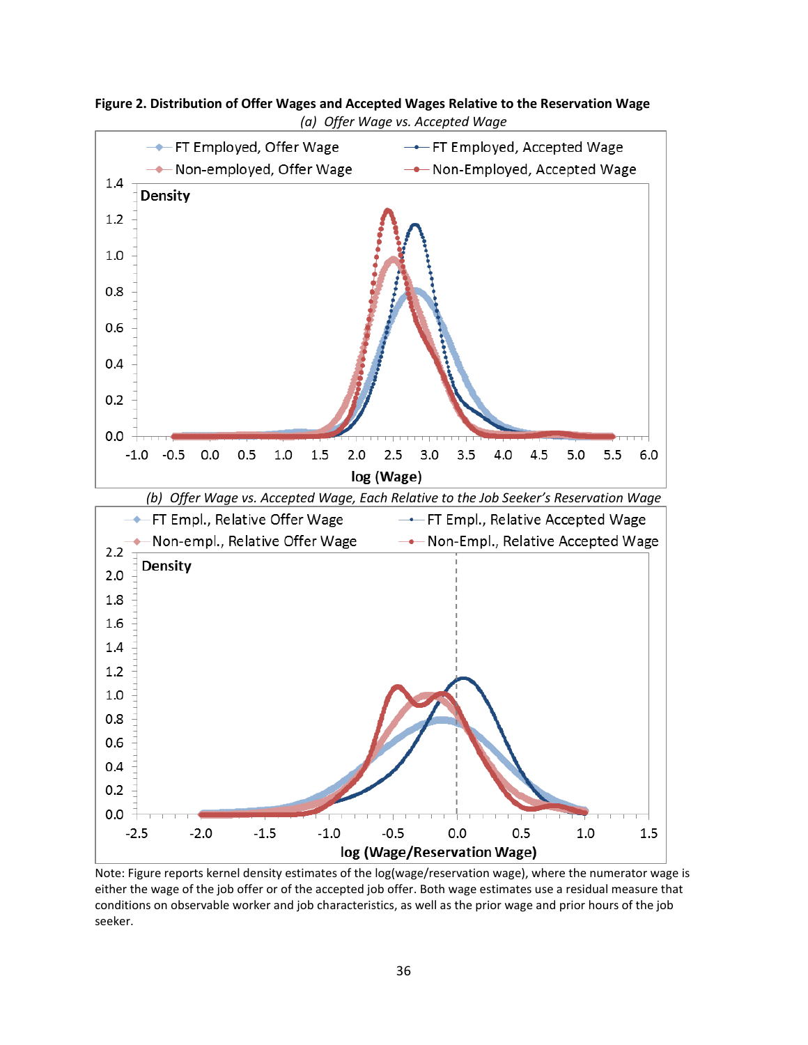**Figure 2. Distribution of Offer Wages and Accepted Wages Relative to the Reservation Wage**

*(a) Offer Wage vs. Accepted Wage*

FT Employed, Offer Wage
FT Employed, Accepted Wage
Non-employed, Offer Wage
Non-Employed, Accepted Wage

Density

1.4
1.2
1.0
0.8
0.6
0.4
0.2
0.0

-1.0 -0.5 0.0 0.5 1.0 1.5 2.0 2.5 3.0 3.5 4.0 4.5 5.0 5.5 6.0

log (Wage)

*(b) Offer Wage vs. Accepted Wage, Each Relative to the Job Seeker's Reservation Wage*

FT Empl., Relative Offer Wage
FT Empl., Relative Accepted Wage
Non-empl., Relative Offer Wage
Non-Empl., Relative Accepted Wage

Density

2.2
2.0
1.8
1.6
1.4
1.2
1.0
0.8
0.6
0.4
0.2
0.0

-2.5 -2.0 -1.5 -1.0 -0.5 0.0 0.5 1.0 1.5

log (Wage/Reservation Wage)

Note: Figure reports kernel density estimates of the log(wage/reservation wage), where the numerator wage is either the wage of the job offer or of the accepted job offer. Both wage estimates use a residual measure that conditions on observable worker and job characteristics, as well as the prior wage and prior hours of the job seeker.